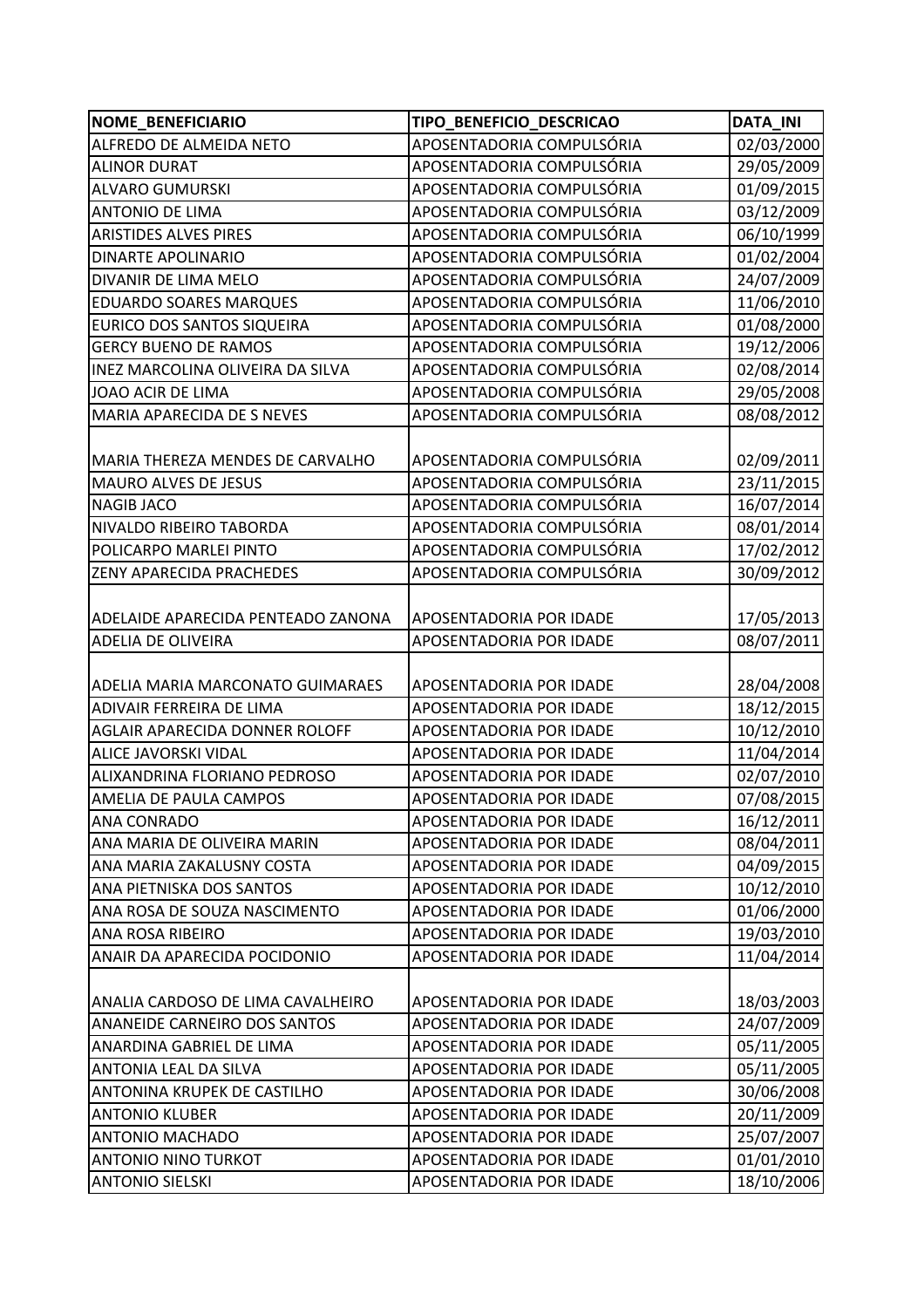| NOME_BENEFICIARIO | TIPO_BENEFICIO_DESCRICAO | DATA_INI |
| --- | --- | --- |
| ALFREDO DE ALMEIDA NETO | APOSENTADORIA COMPULSÓRIA | 02/03/2000 |
| ALINOR DURAT | APOSENTADORIA COMPULSÓRIA | 29/05/2009 |
| ALVARO GUMURSKI | APOSENTADORIA COMPULSÓRIA | 01/09/2015 |
| ANTONIO DE LIMA | APOSENTADORIA COMPULSÓRIA | 03/12/2009 |
| ARISTIDES ALVES PIRES | APOSENTADORIA COMPULSÓRIA | 06/10/1999 |
| DINARTE APOLINARIO | APOSENTADORIA COMPULSÓRIA | 01/02/2004 |
| DIVANIR DE LIMA MELO | APOSENTADORIA COMPULSÓRIA | 24/07/2009 |
| EDUARDO SOARES MARQUES | APOSENTADORIA COMPULSÓRIA | 11/06/2010 |
| EURICO DOS SANTOS SIQUEIRA | APOSENTADORIA COMPULSÓRIA | 01/08/2000 |
| GERCY BUENO DE RAMOS | APOSENTADORIA COMPULSÓRIA | 19/12/2006 |
| INEZ MARCOLINA OLIVEIRA DA SILVA | APOSENTADORIA COMPULSÓRIA | 02/08/2014 |
| JOAO ACIR DE LIMA | APOSENTADORIA COMPULSÓRIA | 29/05/2008 |
| MARIA APARECIDA DE S NEVES | APOSENTADORIA COMPULSÓRIA | 08/08/2012 |
| MARIA THEREZA MENDES DE CARVALHO | APOSENTADORIA COMPULSÓRIA | 02/09/2011 |
| MAURO ALVES DE JESUS | APOSENTADORIA COMPULSÓRIA | 23/11/2015 |
| NAGIB JACO | APOSENTADORIA COMPULSÓRIA | 16/07/2014 |
| NIVALDO RIBEIRO TABORDA | APOSENTADORIA COMPULSÓRIA | 08/01/2014 |
| POLICARPO MARLEI PINTO | APOSENTADORIA COMPULSÓRIA | 17/02/2012 |
| ZENY APARECIDA PRACHEDES | APOSENTADORIA COMPULSÓRIA | 30/09/2012 |
| ADELAIDE APARECIDA PENTEADO ZANONA | APOSENTADORIA POR IDADE | 17/05/2013 |
| ADELIA DE OLIVEIRA | APOSENTADORIA POR IDADE | 08/07/2011 |
| ADELIA MARIA MARCONATO GUIMARAES | APOSENTADORIA POR IDADE | 28/04/2008 |
| ADIVAIR FERREIRA DE LIMA | APOSENTADORIA POR IDADE | 18/12/2015 |
| AGLAIR APARECIDA DONNER ROLOFF | APOSENTADORIA POR IDADE | 10/12/2010 |
| ALICE JAVORSKI VIDAL | APOSENTADORIA POR IDADE | 11/04/2014 |
| ALIXANDRINA FLORIANO PEDROSO | APOSENTADORIA POR IDADE | 02/07/2010 |
| AMELIA DE PAULA CAMPOS | APOSENTADORIA POR IDADE | 07/08/2015 |
| ANA CONRADO | APOSENTADORIA POR IDADE | 16/12/2011 |
| ANA MARIA DE OLIVEIRA MARIN | APOSENTADORIA POR IDADE | 08/04/2011 |
| ANA MARIA ZAKALUSNY COSTA | APOSENTADORIA POR IDADE | 04/09/2015 |
| ANA PIETNISKA DOS SANTOS | APOSENTADORIA POR IDADE | 10/12/2010 |
| ANA ROSA DE SOUZA NASCIMENTO | APOSENTADORIA POR IDADE | 01/06/2000 |
| ANA ROSA RIBEIRO | APOSENTADORIA POR IDADE | 19/03/2010 |
| ANAIR DA APARECIDA POCIDONIO | APOSENTADORIA POR IDADE | 11/04/2014 |
| ANALIA CARDOSO DE LIMA CAVALHEIRO | APOSENTADORIA POR IDADE | 18/03/2003 |
| ANANEIDE CARNEIRO DOS SANTOS | APOSENTADORIA POR IDADE | 24/07/2009 |
| ANARDINA GABRIEL DE LIMA | APOSENTADORIA POR IDADE | 05/11/2005 |
| ANTONIA LEAL DA SILVA | APOSENTADORIA POR IDADE | 05/11/2005 |
| ANTONINA KRUPEK DE CASTILHO | APOSENTADORIA POR IDADE | 30/06/2008 |
| ANTONIO KLUBER | APOSENTADORIA POR IDADE | 20/11/2009 |
| ANTONIO MACHADO | APOSENTADORIA POR IDADE | 25/07/2007 |
| ANTONIO NINO TURKOT | APOSENTADORIA POR IDADE | 01/01/2010 |
| ANTONIO SIELSKI | APOSENTADORIA POR IDADE | 18/10/2006 |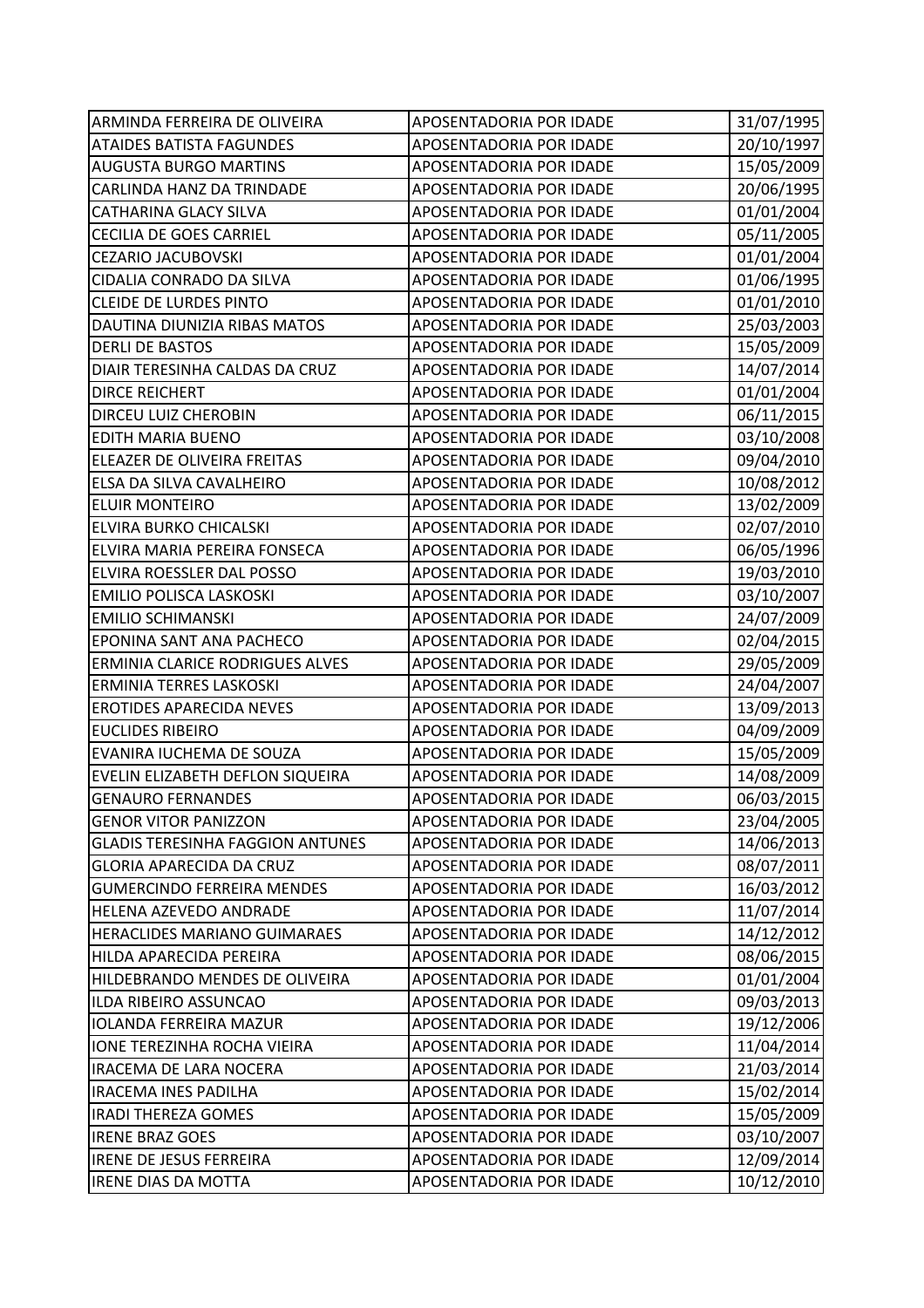| ARMINDA FERREIRA DE OLIVEIRA | APOSENTADORIA POR IDADE | 31/07/1995 |
|---|---|---|
| ATAIDES BATISTA FAGUNDES | APOSENTADORIA POR IDADE | 20/10/1997 |
| AUGUSTA BURGO MARTINS | APOSENTADORIA POR IDADE | 15/05/2009 |
| CARLINDA HANZ DA TRINDADE | APOSENTADORIA POR IDADE | 20/06/1995 |
| CATHARINA GLACY SILVA | APOSENTADORIA POR IDADE | 01/01/2004 |
| CECILIA DE GOES CARRIEL | APOSENTADORIA POR IDADE | 05/11/2005 |
| CEZARIO JACUBOVSKI | APOSENTADORIA POR IDADE | 01/01/2004 |
| CIDALIA CONRADO DA SILVA | APOSENTADORIA POR IDADE | 01/06/1995 |
| CLEIDE DE LURDES PINTO | APOSENTADORIA POR IDADE | 01/01/2010 |
| DAUTINA DIUNIZIA RIBAS MATOS | APOSENTADORIA POR IDADE | 25/03/2003 |
| DERLI DE BASTOS | APOSENTADORIA POR IDADE | 15/05/2009 |
| DIAIR TERESINHA CALDAS DA CRUZ | APOSENTADORIA POR IDADE | 14/07/2014 |
| DIRCE REICHERT | APOSENTADORIA POR IDADE | 01/01/2004 |
| DIRCEU LUIZ CHEROBIN | APOSENTADORIA POR IDADE | 06/11/2015 |
| EDITH MARIA BUENO | APOSENTADORIA POR IDADE | 03/10/2008 |
| ELEAZER DE OLIVEIRA FREITAS | APOSENTADORIA POR IDADE | 09/04/2010 |
| ELSA DA SILVA CAVALHEIRO | APOSENTADORIA POR IDADE | 10/08/2012 |
| ELUIR MONTEIRO | APOSENTADORIA POR IDADE | 13/02/2009 |
| ELVIRA BURKO CHICALSKI | APOSENTADORIA POR IDADE | 02/07/2010 |
| ELVIRA MARIA PEREIRA FONSECA | APOSENTADORIA POR IDADE | 06/05/1996 |
| ELVIRA ROESSLER DAL POSSO | APOSENTADORIA POR IDADE | 19/03/2010 |
| EMILIO POLISCA LASKOSKI | APOSENTADORIA POR IDADE | 03/10/2007 |
| EMILIO SCHIMANSKI | APOSENTADORIA POR IDADE | 24/07/2009 |
| EPONINA SANT ANA PACHECO | APOSENTADORIA POR IDADE | 02/04/2015 |
| ERMINIA CLARICE RODRIGUES ALVES | APOSENTADORIA POR IDADE | 29/05/2009 |
| ERMINIA TERRES LASKOSKI | APOSENTADORIA POR IDADE | 24/04/2007 |
| EROTIDES APARECIDA NEVES | APOSENTADORIA POR IDADE | 13/09/2013 |
| EUCLIDES RIBEIRO | APOSENTADORIA POR IDADE | 04/09/2009 |
| EVANIRA IUCHEMA DE SOUZA | APOSENTADORIA POR IDADE | 15/05/2009 |
| EVELIN ELIZABETH DEFLON SIQUEIRA | APOSENTADORIA POR IDADE | 14/08/2009 |
| GENAURO FERNANDES | APOSENTADORIA POR IDADE | 06/03/2015 |
| GENOR VITOR PANIZZON | APOSENTADORIA POR IDADE | 23/04/2005 |
| GLADIS TERESINHA FAGGION ANTUNES | APOSENTADORIA POR IDADE | 14/06/2013 |
| GLORIA APARECIDA DA CRUZ | APOSENTADORIA POR IDADE | 08/07/2011 |
| GUMERCINDO FERREIRA MENDES | APOSENTADORIA POR IDADE | 16/03/2012 |
| HELENA AZEVEDO ANDRADE | APOSENTADORIA POR IDADE | 11/07/2014 |
| HERACLIDES MARIANO GUIMARAES | APOSENTADORIA POR IDADE | 14/12/2012 |
| HILDA APARECIDA PEREIRA | APOSENTADORIA POR IDADE | 08/06/2015 |
| HILDEBRANDO MENDES DE OLIVEIRA | APOSENTADORIA POR IDADE | 01/01/2004 |
| ILDA RIBEIRO ASSUNCAO | APOSENTADORIA POR IDADE | 09/03/2013 |
| IOLANDA FERREIRA MAZUR | APOSENTADORIA POR IDADE | 19/12/2006 |
| IONE TEREZINHA ROCHA VIEIRA | APOSENTADORIA POR IDADE | 11/04/2014 |
| IRACEMA DE LARA NOCERA | APOSENTADORIA POR IDADE | 21/03/2014 |
| IRACEMA INES PADILHA | APOSENTADORIA POR IDADE | 15/02/2014 |
| IRADI THEREZA GOMES | APOSENTADORIA POR IDADE | 15/05/2009 |
| IRENE BRAZ GOES | APOSENTADORIA POR IDADE | 03/10/2007 |
| IRENE DE JESUS FERREIRA | APOSENTADORIA POR IDADE | 12/09/2014 |
| IRENE DIAS DA MOTTA | APOSENTADORIA POR IDADE | 10/12/2010 |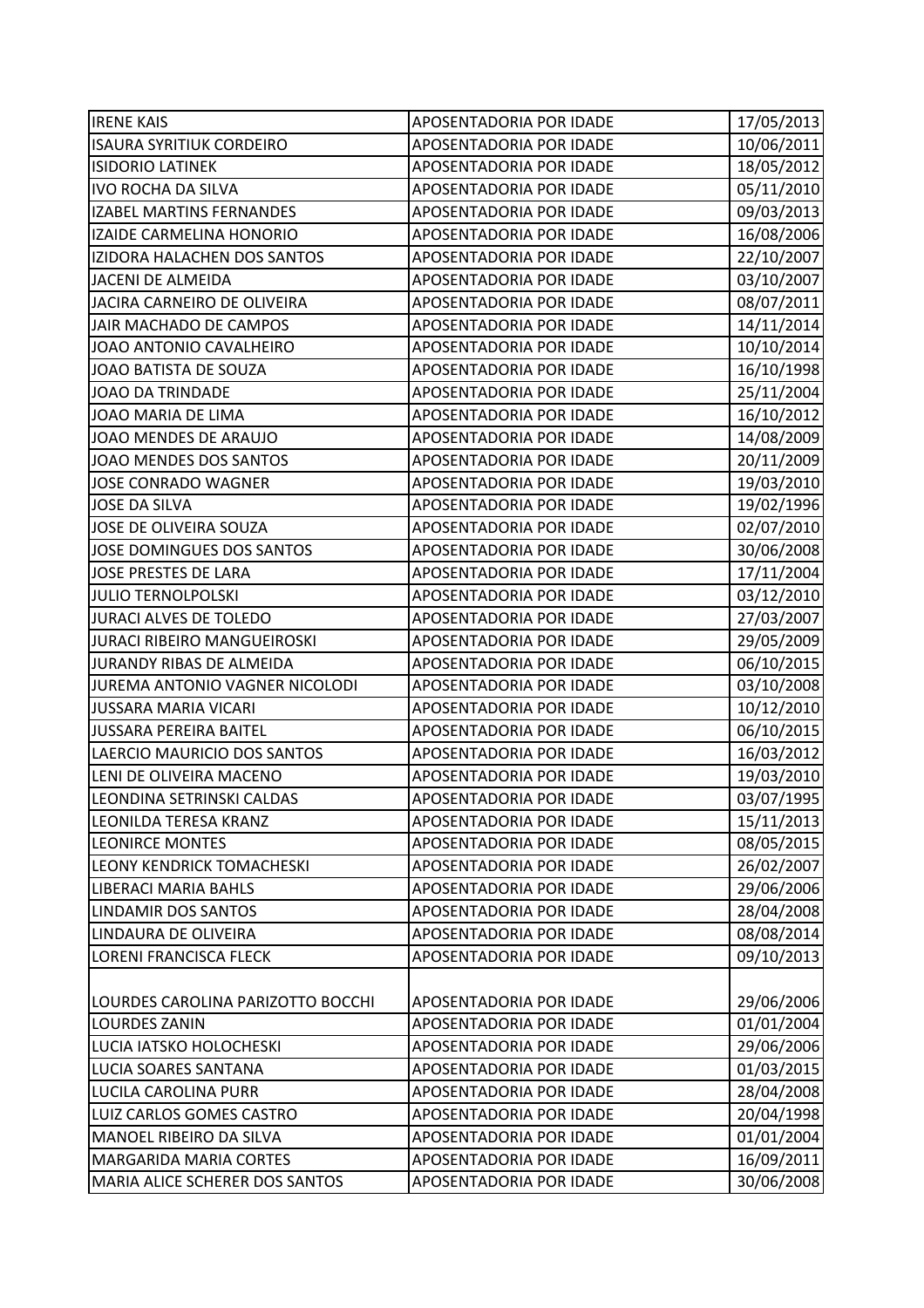| | | |
|---|---|---|
| IRENE KAIS | APOSENTADORIA POR IDADE | 17/05/2013 |
| ISAURA SYRITIUK CORDEIRO | APOSENTADORIA POR IDADE | 10/06/2011 |
| ISIDORIO LATINEK | APOSENTADORIA POR IDADE | 18/05/2012 |
| IVO ROCHA DA SILVA | APOSENTADORIA POR IDADE | 05/11/2010 |
| IZABEL MARTINS FERNANDES | APOSENTADORIA POR IDADE | 09/03/2013 |
| IZAIDE CARMELINA HONORIO | APOSENTADORIA POR IDADE | 16/08/2006 |
| IZIDORA HALACHEN DOS SANTOS | APOSENTADORIA POR IDADE | 22/10/2007 |
| JACENI DE ALMEIDA | APOSENTADORIA POR IDADE | 03/10/2007 |
| JACIRA CARNEIRO DE OLIVEIRA | APOSENTADORIA POR IDADE | 08/07/2011 |
| JAIR MACHADO DE CAMPOS | APOSENTADORIA POR IDADE | 14/11/2014 |
| JOAO ANTONIO CAVALHEIRO | APOSENTADORIA POR IDADE | 10/10/2014 |
| JOAO BATISTA DE SOUZA | APOSENTADORIA POR IDADE | 16/10/1998 |
| JOAO DA TRINDADE | APOSENTADORIA POR IDADE | 25/11/2004 |
| JOAO MARIA DE LIMA | APOSENTADORIA POR IDADE | 16/10/2012 |
| JOAO MENDES DE ARAUJO | APOSENTADORIA POR IDADE | 14/08/2009 |
| JOAO MENDES DOS SANTOS | APOSENTADORIA POR IDADE | 20/11/2009 |
| JOSE CONRADO WAGNER | APOSENTADORIA POR IDADE | 19/03/2010 |
| JOSE DA SILVA | APOSENTADORIA POR IDADE | 19/02/1996 |
| JOSE DE OLIVEIRA SOUZA | APOSENTADORIA POR IDADE | 02/07/2010 |
| JOSE DOMINGUES DOS SANTOS | APOSENTADORIA POR IDADE | 30/06/2008 |
| JOSE PRESTES DE LARA | APOSENTADORIA POR IDADE | 17/11/2004 |
| JULIO TERNOLPOLSKI | APOSENTADORIA POR IDADE | 03/12/2010 |
| JURACI ALVES DE TOLEDO | APOSENTADORIA POR IDADE | 27/03/2007 |
| JURACI RIBEIRO MANGUEIROSKI | APOSENTADORIA POR IDADE | 29/05/2009 |
| JURANDY RIBAS DE ALMEIDA | APOSENTADORIA POR IDADE | 06/10/2015 |
| JUREMA ANTONIO VAGNER NICOLODI | APOSENTADORIA POR IDADE | 03/10/2008 |
| JUSSARA MARIA VICARI | APOSENTADORIA POR IDADE | 10/12/2010 |
| JUSSARA PEREIRA BAITEL | APOSENTADORIA POR IDADE | 06/10/2015 |
| LAERCIO MAURICIO DOS SANTOS | APOSENTADORIA POR IDADE | 16/03/2012 |
| LENI DE OLIVEIRA MACENO | APOSENTADORIA POR IDADE | 19/03/2010 |
| LEONDINA SETRINSKI CALDAS | APOSENTADORIA POR IDADE | 03/07/1995 |
| LEONILDA TERESA KRANZ | APOSENTADORIA POR IDADE | 15/11/2013 |
| LEONIRCE MONTES | APOSENTADORIA POR IDADE | 08/05/2015 |
| LEONY KENDRICK TOMACHESKI | APOSENTADORIA POR IDADE | 26/02/2007 |
| LIBERACI MARIA BAHLS | APOSENTADORIA POR IDADE | 29/06/2006 |
| LINDAMIR DOS SANTOS | APOSENTADORIA POR IDADE | 28/04/2008 |
| LINDAURA DE OLIVEIRA | APOSENTADORIA POR IDADE | 08/08/2014 |
| LORENI FRANCISCA FLECK | APOSENTADORIA POR IDADE | 09/10/2013 |
| LOURDES CAROLINA PARIZOTTO BOCCHI | APOSENTADORIA POR IDADE | 29/06/2006 |
| LOURDES ZANIN | APOSENTADORIA POR IDADE | 01/01/2004 |
| LUCIA IATSKO HOLOCHESKI | APOSENTADORIA POR IDADE | 29/06/2006 |
| LUCIA SOARES SANTANA | APOSENTADORIA POR IDADE | 01/03/2015 |
| LUCILA CAROLINA PURR | APOSENTADORIA POR IDADE | 28/04/2008 |
| LUIZ CARLOS GOMES CASTRO | APOSENTADORIA POR IDADE | 20/04/1998 |
| MANOEL RIBEIRO DA SILVA | APOSENTADORIA POR IDADE | 01/01/2004 |
| MARGARIDA MARIA CORTES | APOSENTADORIA POR IDADE | 16/09/2011 |
| MARIA ALICE SCHERER DOS SANTOS | APOSENTADORIA POR IDADE | 30/06/2008 |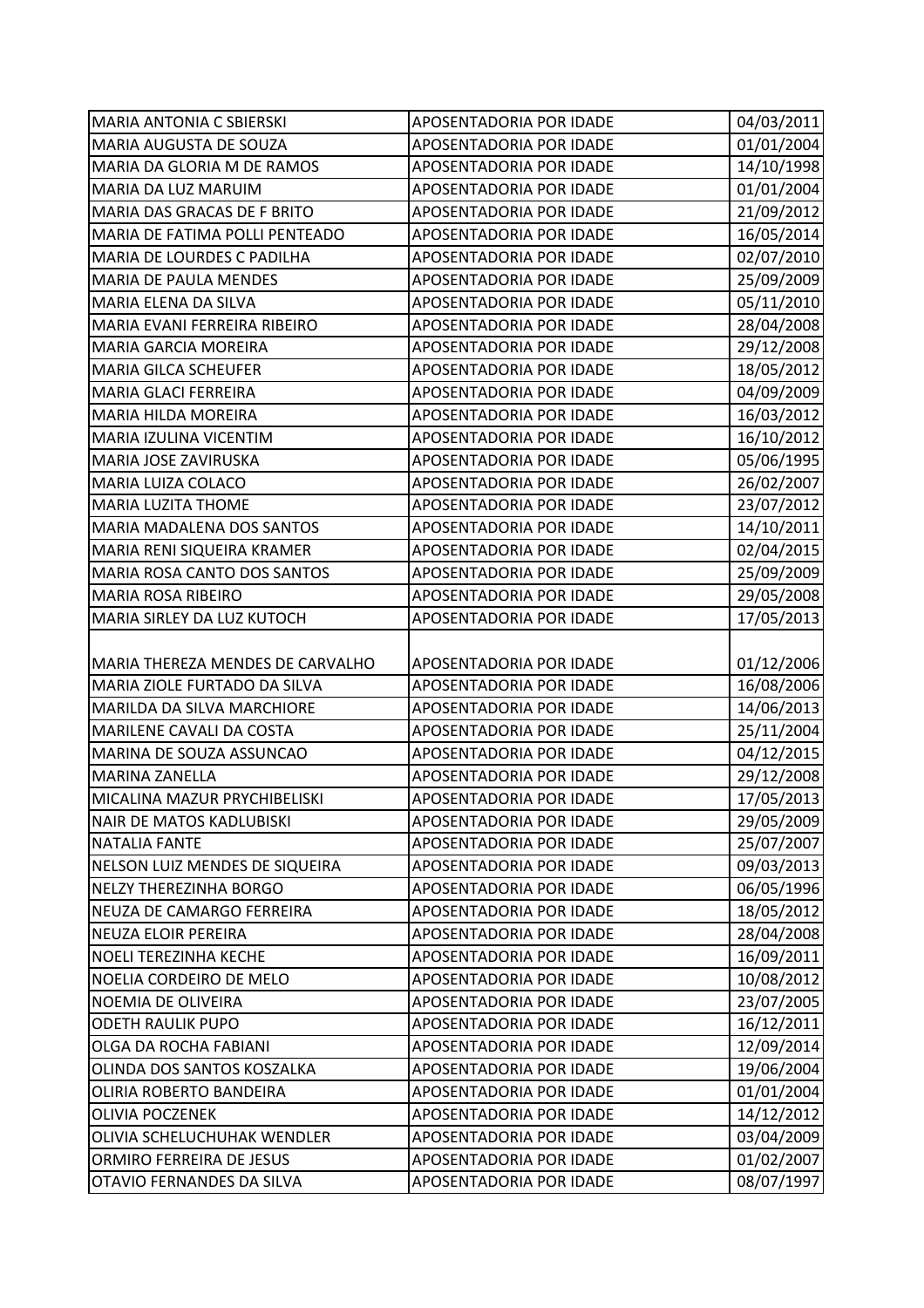| MARIA ANTONIA C SBIERSKI | APOSENTADORIA POR IDADE | 04/03/2011 |
|---|---|---|
| MARIA AUGUSTA DE SOUZA | APOSENTADORIA POR IDADE | 01/01/2004 |
| MARIA DA GLORIA M DE RAMOS | APOSENTADORIA POR IDADE | 14/10/1998 |
| MARIA DA LUZ MARUIM | APOSENTADORIA POR IDADE | 01/01/2004 |
| MARIA DAS GRACAS DE F BRITO | APOSENTADORIA POR IDADE | 21/09/2012 |
| MARIA DE FATIMA POLLI PENTEADO | APOSENTADORIA POR IDADE | 16/05/2014 |
| MARIA DE LOURDES C PADILHA | APOSENTADORIA POR IDADE | 02/07/2010 |
| MARIA DE PAULA MENDES | APOSENTADORIA POR IDADE | 25/09/2009 |
| MARIA ELENA DA SILVA | APOSENTADORIA POR IDADE | 05/11/2010 |
| MARIA EVANI FERREIRA RIBEIRO | APOSENTADORIA POR IDADE | 28/04/2008 |
| MARIA GARCIA MOREIRA | APOSENTADORIA POR IDADE | 29/12/2008 |
| MARIA GILCA SCHEUFER | APOSENTADORIA POR IDADE | 18/05/2012 |
| MARIA GLACI FERREIRA | APOSENTADORIA POR IDADE | 04/09/2009 |
| MARIA HILDA MOREIRA | APOSENTADORIA POR IDADE | 16/03/2012 |
| MARIA IZULINA VICENTIM | APOSENTADORIA POR IDADE | 16/10/2012 |
| MARIA JOSE ZAVIRUSKA | APOSENTADORIA POR IDADE | 05/06/1995 |
| MARIA LUIZA COLACO | APOSENTADORIA POR IDADE | 26/02/2007 |
| MARIA LUZITA THOME | APOSENTADORIA POR IDADE | 23/07/2012 |
| MARIA MADALENA DOS SANTOS | APOSENTADORIA POR IDADE | 14/10/2011 |
| MARIA RENI SIQUEIRA KRAMER | APOSENTADORIA POR IDADE | 02/04/2015 |
| MARIA ROSA CANTO DOS SANTOS | APOSENTADORIA POR IDADE | 25/09/2009 |
| MARIA ROSA RIBEIRO | APOSENTADORIA POR IDADE | 29/05/2008 |
| MARIA SIRLEY DA LUZ KUTOCH | APOSENTADORIA POR IDADE | 17/05/2013 |
| MARIA THEREZA MENDES DE CARVALHO | APOSENTADORIA POR IDADE | 01/12/2006 |
| MARIA ZIOLE FURTADO DA SILVA | APOSENTADORIA POR IDADE | 16/08/2006 |
| MARILDA DA SILVA MARCHIORE | APOSENTADORIA POR IDADE | 14/06/2013 |
| MARILENE CAVALI DA COSTA | APOSENTADORIA POR IDADE | 25/11/2004 |
| MARINA DE SOUZA ASSUNCAO | APOSENTADORIA POR IDADE | 04/12/2015 |
| MARINA ZANELLA | APOSENTADORIA POR IDADE | 29/12/2008 |
| MICALINA MAZUR PRYCHIBELISKI | APOSENTADORIA POR IDADE | 17/05/2013 |
| NAIR DE MATOS KADLUBISKI | APOSENTADORIA POR IDADE | 29/05/2009 |
| NATALIA FANTE | APOSENTADORIA POR IDADE | 25/07/2007 |
| NELSON LUIZ MENDES DE SIQUEIRA | APOSENTADORIA POR IDADE | 09/03/2013 |
| NELZY THEREZINHA BORGO | APOSENTADORIA POR IDADE | 06/05/1996 |
| NEUZA DE CAMARGO FERREIRA | APOSENTADORIA POR IDADE | 18/05/2012 |
| NEUZA ELOIR PEREIRA | APOSENTADORIA POR IDADE | 28/04/2008 |
| NOELI TEREZINHA KECHE | APOSENTADORIA POR IDADE | 16/09/2011 |
| NOELIA CORDEIRO DE MELO | APOSENTADORIA POR IDADE | 10/08/2012 |
| NOEMIA DE OLIVEIRA | APOSENTADORIA POR IDADE | 23/07/2005 |
| ODETH RAULIK PUPO | APOSENTADORIA POR IDADE | 16/12/2011 |
| OLGA DA ROCHA FABIANI | APOSENTADORIA POR IDADE | 12/09/2014 |
| OLINDA DOS SANTOS KOSZALKA | APOSENTADORIA POR IDADE | 19/06/2004 |
| OLIRIA ROBERTO BANDEIRA | APOSENTADORIA POR IDADE | 01/01/2004 |
| OLIVIA POCZENEK | APOSENTADORIA POR IDADE | 14/12/2012 |
| OLIVIA SCHELUCHUHAK WENDLER | APOSENTADORIA POR IDADE | 03/04/2009 |
| ORMIRO FERREIRA DE JESUS | APOSENTADORIA POR IDADE | 01/02/2007 |
| OTAVIO FERNANDES DA SILVA | APOSENTADORIA POR IDADE | 08/07/1997 |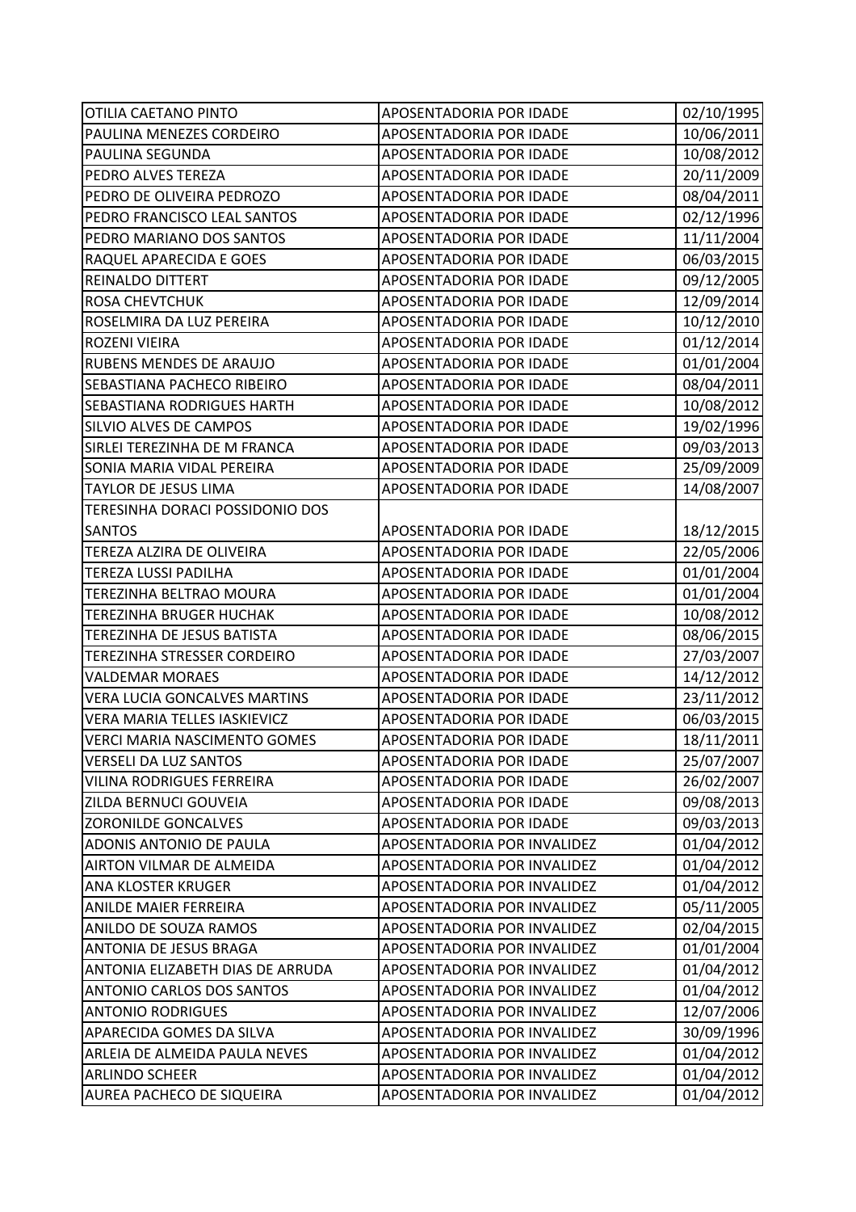| OTILIA CAETANO PINTO | APOSENTADORIA POR IDADE | 02/10/1995 |
|---|---|---|
| PAULINA MENEZES CORDEIRO | APOSENTADORIA POR IDADE | 10/06/2011 |
| PAULINA SEGUNDA | APOSENTADORIA POR IDADE | 10/08/2012 |
| PEDRO ALVES TEREZA | APOSENTADORIA POR IDADE | 20/11/2009 |
| PEDRO DE OLIVEIRA PEDROZO | APOSENTADORIA POR IDADE | 08/04/2011 |
| PEDRO FRANCISCO LEAL SANTOS | APOSENTADORIA POR IDADE | 02/12/1996 |
| PEDRO MARIANO DOS SANTOS | APOSENTADORIA POR IDADE | 11/11/2004 |
| RAQUEL APARECIDA E GOES | APOSENTADORIA POR IDADE | 06/03/2015 |
| REINALDO DITTERT | APOSENTADORIA POR IDADE | 09/12/2005 |
| ROSA CHEVTCHUK | APOSENTADORIA POR IDADE | 12/09/2014 |
| ROSELMIRA DA LUZ PEREIRA | APOSENTADORIA POR IDADE | 10/12/2010 |
| ROZENI VIEIRA | APOSENTADORIA POR IDADE | 01/12/2014 |
| RUBENS MENDES DE ARAUJO | APOSENTADORIA POR IDADE | 01/01/2004 |
| SEBASTIANA PACHECO RIBEIRO | APOSENTADORIA POR IDADE | 08/04/2011 |
| SEBASTIANA RODRIGUES HARTH | APOSENTADORIA POR IDADE | 10/08/2012 |
| SILVIO ALVES DE CAMPOS | APOSENTADORIA POR IDADE | 19/02/1996 |
| SIRLEI TEREZINHA DE M FRANCA | APOSENTADORIA POR IDADE | 09/03/2013 |
| SONIA MARIA VIDAL PEREIRA | APOSENTADORIA POR IDADE | 25/09/2009 |
| TAYLOR DE JESUS LIMA | APOSENTADORIA POR IDADE | 14/08/2007 |
| TERESINHA DORACI POSSIDONIO DOS SANTOS | APOSENTADORIA POR IDADE | 18/12/2015 |
| TEREZA ALZIRA DE OLIVEIRA | APOSENTADORIA POR IDADE | 22/05/2006 |
| TEREZA LUSSI PADILHA | APOSENTADORIA POR IDADE | 01/01/2004 |
| TEREZINHA BELTRAO MOURA | APOSENTADORIA POR IDADE | 01/01/2004 |
| TEREZINHA BRUGER HUCHAK | APOSENTADORIA POR IDADE | 10/08/2012 |
| TEREZINHA DE JESUS BATISTA | APOSENTADORIA POR IDADE | 08/06/2015 |
| TEREZINHA STRESSER CORDEIRO | APOSENTADORIA POR IDADE | 27/03/2007 |
| VALDEMAR MORAES | APOSENTADORIA POR IDADE | 14/12/2012 |
| VERA LUCIA GONCALVES MARTINS | APOSENTADORIA POR IDADE | 23/11/2012 |
| VERA MARIA TELLES IASKIEVICZ | APOSENTADORIA POR IDADE | 06/03/2015 |
| VERCI MARIA NASCIMENTO GOMES | APOSENTADORIA POR IDADE | 18/11/2011 |
| VERSELI DA LUZ SANTOS | APOSENTADORIA POR IDADE | 25/07/2007 |
| VILINA RODRIGUES FERREIRA | APOSENTADORIA POR IDADE | 26/02/2007 |
| ZILDA BERNUCI GOUVEIA | APOSENTADORIA POR IDADE | 09/08/2013 |
| ZORONILDE GONCALVES | APOSENTADORIA POR IDADE | 09/03/2013 |
| ADONIS ANTONIO DE PAULA | APOSENTADORIA POR INVALIDEZ | 01/04/2012 |
| AIRTON VILMAR DE ALMEIDA | APOSENTADORIA POR INVALIDEZ | 01/04/2012 |
| ANA KLOSTER KRUGER | APOSENTADORIA POR INVALIDEZ | 01/04/2012 |
| ANILDE MAIER FERREIRA | APOSENTADORIA POR INVALIDEZ | 05/11/2005 |
| ANILDO DE SOUZA RAMOS | APOSENTADORIA POR INVALIDEZ | 02/04/2015 |
| ANTONIA DE JESUS BRAGA | APOSENTADORIA POR INVALIDEZ | 01/01/2004 |
| ANTONIA ELIZABETH DIAS DE ARRUDA | APOSENTADORIA POR INVALIDEZ | 01/04/2012 |
| ANTONIO CARLOS DOS SANTOS | APOSENTADORIA POR INVALIDEZ | 01/04/2012 |
| ANTONIO RODRIGUES | APOSENTADORIA POR INVALIDEZ | 12/07/2006 |
| APARECIDA GOMES DA SILVA | APOSENTADORIA POR INVALIDEZ | 30/09/1996 |
| ARLEIA DE ALMEIDA PAULA NEVES | APOSENTADORIA POR INVALIDEZ | 01/04/2012 |
| ARLINDO SCHEER | APOSENTADORIA POR INVALIDEZ | 01/04/2012 |
| AUREA PACHECO DE SIQUEIRA | APOSENTADORIA POR INVALIDEZ | 01/04/2012 |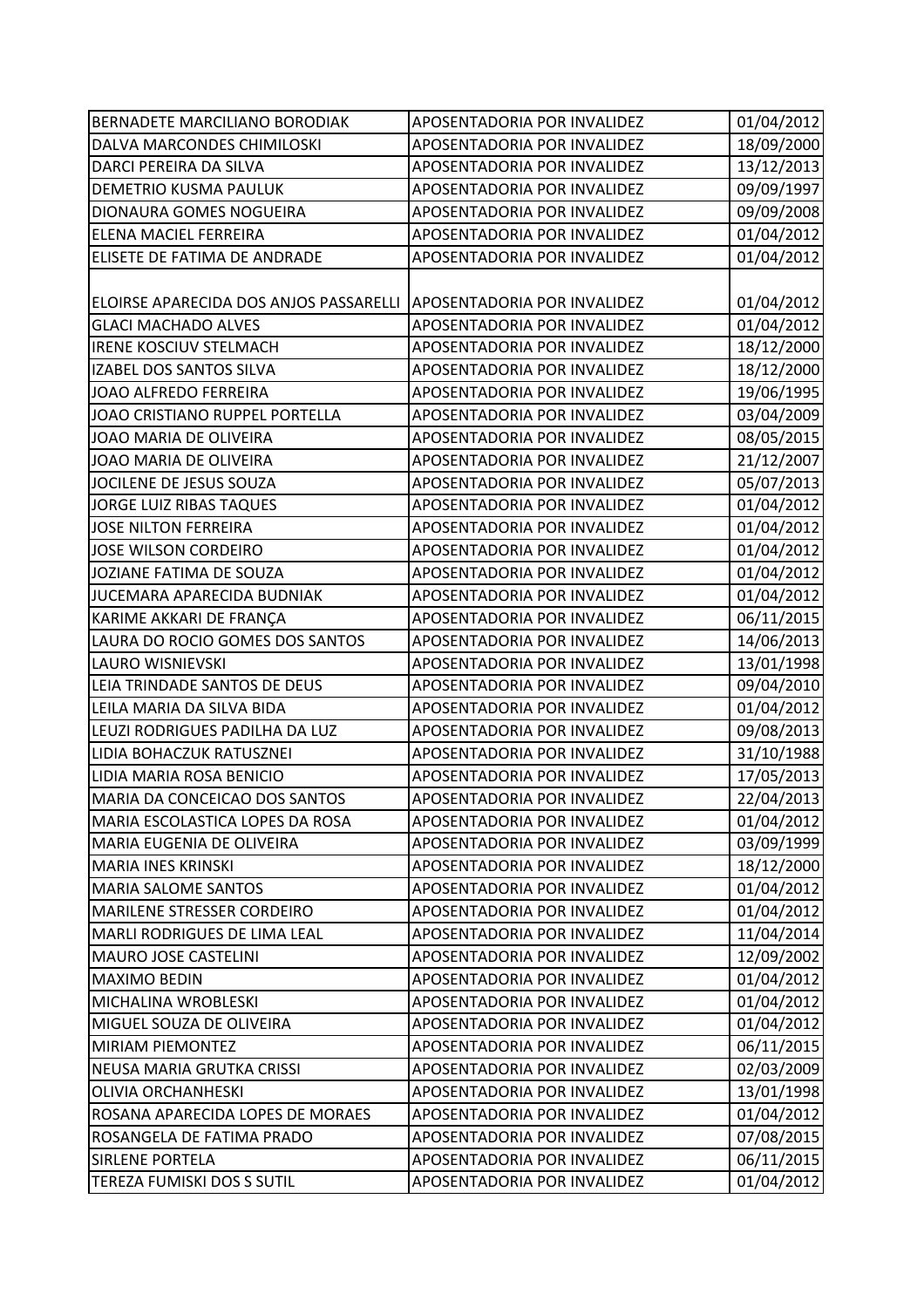| | | |
|---|---|---|
| BERNADETE MARCILIANO BORODIAK | APOSENTADORIA POR INVALIDEZ | 01/04/2012 |
| DALVA MARCONDES CHIMILOSKI | APOSENTADORIA POR INVALIDEZ | 18/09/2000 |
| DARCI PEREIRA DA SILVA | APOSENTADORIA POR INVALIDEZ | 13/12/2013 |
| DEMETRIO KUSMA PAULUK | APOSENTADORIA POR INVALIDEZ | 09/09/1997 |
| DIONAURA GOMES NOGUEIRA | APOSENTADORIA POR INVALIDEZ | 09/09/2008 |
| ELENA MACIEL FERREIRA | APOSENTADORIA POR INVALIDEZ | 01/04/2012 |
| ELISETE DE FATIMA DE ANDRADE | APOSENTADORIA POR INVALIDEZ | 01/04/2012 |
| ELOIRSE APARECIDA DOS ANJOS PASSARELLI | APOSENTADORIA POR INVALIDEZ | 01/04/2012 |
| GLACI MACHADO ALVES | APOSENTADORIA POR INVALIDEZ | 01/04/2012 |
| IRENE KOSCIUV STELMACH | APOSENTADORIA POR INVALIDEZ | 18/12/2000 |
| IZABEL DOS SANTOS SILVA | APOSENTADORIA POR INVALIDEZ | 18/12/2000 |
| JOAO ALFREDO FERREIRA | APOSENTADORIA POR INVALIDEZ | 19/06/1995 |
| JOAO CRISTIANO RUPPEL PORTELLA | APOSENTADORIA POR INVALIDEZ | 03/04/2009 |
| JOAO MARIA DE OLIVEIRA | APOSENTADORIA POR INVALIDEZ | 08/05/2015 |
| JOAO MARIA DE OLIVEIRA | APOSENTADORIA POR INVALIDEZ | 21/12/2007 |
| JOCILENE DE JESUS SOUZA | APOSENTADORIA POR INVALIDEZ | 05/07/2013 |
| JORGE LUIZ RIBAS TAQUES | APOSENTADORIA POR INVALIDEZ | 01/04/2012 |
| JOSE NILTON FERREIRA | APOSENTADORIA POR INVALIDEZ | 01/04/2012 |
| JOSE WILSON CORDEIRO | APOSENTADORIA POR INVALIDEZ | 01/04/2012 |
| JOZIANE FATIMA DE SOUZA | APOSENTADORIA POR INVALIDEZ | 01/04/2012 |
| JUCEMARA APARECIDA BUDNIAK | APOSENTADORIA POR INVALIDEZ | 01/04/2012 |
| KARIME AKKARI DE FRANÇA | APOSENTADORIA POR INVALIDEZ | 06/11/2015 |
| LAURA DO ROCIO GOMES DOS SANTOS | APOSENTADORIA POR INVALIDEZ | 14/06/2013 |
| LAURO WISNIEVSKI | APOSENTADORIA POR INVALIDEZ | 13/01/1998 |
| LEIA TRINDADE SANTOS DE DEUS | APOSENTADORIA POR INVALIDEZ | 09/04/2010 |
| LEILA MARIA DA SILVA BIDA | APOSENTADORIA POR INVALIDEZ | 01/04/2012 |
| LEUZI RODRIGUES PADILHA DA LUZ | APOSENTADORIA POR INVALIDEZ | 09/08/2013 |
| LIDIA BOHACZUK RATUSZNEI | APOSENTADORIA POR INVALIDEZ | 31/10/1988 |
| LIDIA MARIA ROSA BENICIO | APOSENTADORIA POR INVALIDEZ | 17/05/2013 |
| MARIA DA CONCEICAO DOS SANTOS | APOSENTADORIA POR INVALIDEZ | 22/04/2013 |
| MARIA ESCOLASTICA LOPES DA ROSA | APOSENTADORIA POR INVALIDEZ | 01/04/2012 |
| MARIA EUGENIA DE OLIVEIRA | APOSENTADORIA POR INVALIDEZ | 03/09/1999 |
| MARIA INES KRINSKI | APOSENTADORIA POR INVALIDEZ | 18/12/2000 |
| MARIA SALOME SANTOS | APOSENTADORIA POR INVALIDEZ | 01/04/2012 |
| MARILENE STRESSER CORDEIRO | APOSENTADORIA POR INVALIDEZ | 01/04/2012 |
| MARLI RODRIGUES DE LIMA LEAL | APOSENTADORIA POR INVALIDEZ | 11/04/2014 |
| MAURO JOSE CASTELINI | APOSENTADORIA POR INVALIDEZ | 12/09/2002 |
| MAXIMO BEDIN | APOSENTADORIA POR INVALIDEZ | 01/04/2012 |
| MICHALINA WROBLESKI | APOSENTADORIA POR INVALIDEZ | 01/04/2012 |
| MIGUEL SOUZA DE OLIVEIRA | APOSENTADORIA POR INVALIDEZ | 01/04/2012 |
| MIRIAM PIEMONTEZ | APOSENTADORIA POR INVALIDEZ | 06/11/2015 |
| NEUSA MARIA GRUTKA CRISSI | APOSENTADORIA POR INVALIDEZ | 02/03/2009 |
| OLIVIA ORCHANHESKI | APOSENTADORIA POR INVALIDEZ | 13/01/1998 |
| ROSANA APARECIDA LOPES DE MORAES | APOSENTADORIA POR INVALIDEZ | 01/04/2012 |
| ROSANGELA DE FATIMA PRADO | APOSENTADORIA POR INVALIDEZ | 07/08/2015 |
| SIRLENE PORTELA | APOSENTADORIA POR INVALIDEZ | 06/11/2015 |
| TEREZA FUMISKI DOS S SUTIL | APOSENTADORIA POR INVALIDEZ | 01/04/2012 |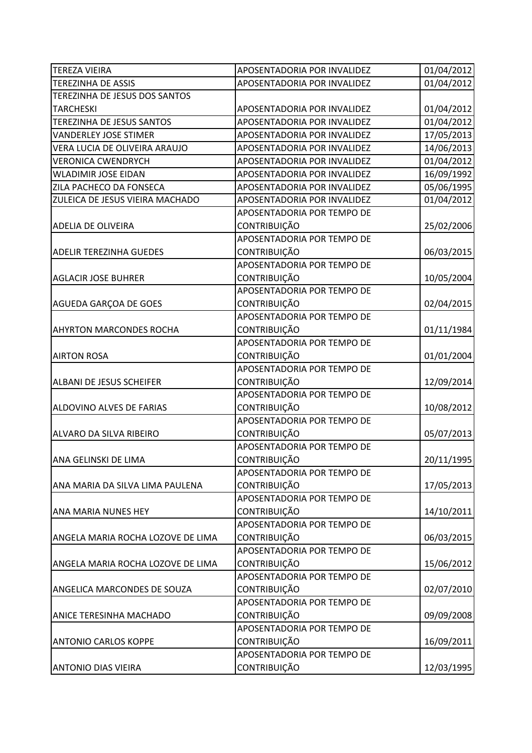| | | |
|---|---|---|
| TEREZA VIEIRA | APOSENTADORIA POR INVALIDEZ | 01/04/2012 |
| TEREZINHA DE ASSIS | APOSENTADORIA POR INVALIDEZ | 01/04/2012 |
| TEREZINHA DE JESUS DOS SANTOS TARCHESKI | APOSENTADORIA POR INVALIDEZ | 01/04/2012 |
| TEREZINHA DE JESUS SANTOS | APOSENTADORIA POR INVALIDEZ | 01/04/2012 |
| VANDERLEY JOSE STIMER | APOSENTADORIA POR INVALIDEZ | 17/05/2013 |
| VERA LUCIA DE OLIVEIRA ARAUJO | APOSENTADORIA POR INVALIDEZ | 14/06/2013 |
| VERONICA CWENDRYCH | APOSENTADORIA POR INVALIDEZ | 01/04/2012 |
| WLADIMIR JOSE EIDAN | APOSENTADORIA POR INVALIDEZ | 16/09/1992 |
| ZILA PACHECO DA FONSECA | APOSENTADORIA POR INVALIDEZ | 05/06/1995 |
| ZULEICA DE JESUS VIEIRA MACHADO | APOSENTADORIA POR INVALIDEZ | 01/04/2012 |
| ADELIA DE OLIVEIRA | APOSENTADORIA POR TEMPO DE CONTRIBUIÇÃO | 25/02/2006 |
| ADELIR TEREZINHA GUEDES | APOSENTADORIA POR TEMPO DE CONTRIBUIÇÃO | 06/03/2015 |
| AGLACIR JOSE BUHRER | APOSENTADORIA POR TEMPO DE CONTRIBUIÇÃO | 10/05/2004 |
| AGUEDA GARÇOA DE GOES | APOSENTADORIA POR TEMPO DE CONTRIBUIÇÃO | 02/04/2015 |
| AHYRTON MARCONDES ROCHA | APOSENTADORIA POR TEMPO DE CONTRIBUIÇÃO | 01/11/1984 |
| AIRTON ROSA | APOSENTADORIA POR TEMPO DE CONTRIBUIÇÃO | 01/01/2004 |
| ALBANI DE JESUS SCHEIFER | APOSENTADORIA POR TEMPO DE CONTRIBUIÇÃO | 12/09/2014 |
| ALDOVINO ALVES DE FARIAS | APOSENTADORIA POR TEMPO DE CONTRIBUIÇÃO | 10/08/2012 |
| ALVARO DA SILVA RIBEIRO | APOSENTADORIA POR TEMPO DE CONTRIBUIÇÃO | 05/07/2013 |
| ANA GELINSKI DE LIMA | APOSENTADORIA POR TEMPO DE CONTRIBUIÇÃO | 20/11/1995 |
| ANA MARIA DA SILVA LIMA PAULENA | APOSENTADORIA POR TEMPO DE CONTRIBUIÇÃO | 17/05/2013 |
| ANA MARIA NUNES HEY | APOSENTADORIA POR TEMPO DE CONTRIBUIÇÃO | 14/10/2011 |
| ANGELA MARIA ROCHA LOZOVE DE LIMA | APOSENTADORIA POR TEMPO DE CONTRIBUIÇÃO | 06/03/2015 |
| ANGELA MARIA ROCHA LOZOVE DE LIMA | APOSENTADORIA POR TEMPO DE CONTRIBUIÇÃO | 15/06/2012 |
| ANGELICA MARCONDES DE SOUZA | APOSENTADORIA POR TEMPO DE CONTRIBUIÇÃO | 02/07/2010 |
| ANICE TERESINHA MACHADO | APOSENTADORIA POR TEMPO DE CONTRIBUIÇÃO | 09/09/2008 |
| ANTONIO CARLOS KOPPE | APOSENTADORIA POR TEMPO DE CONTRIBUIÇÃO | 16/09/2011 |
| ANTONIO DIAS VIEIRA | APOSENTADORIA POR TEMPO DE CONTRIBUIÇÃO | 12/03/1995 |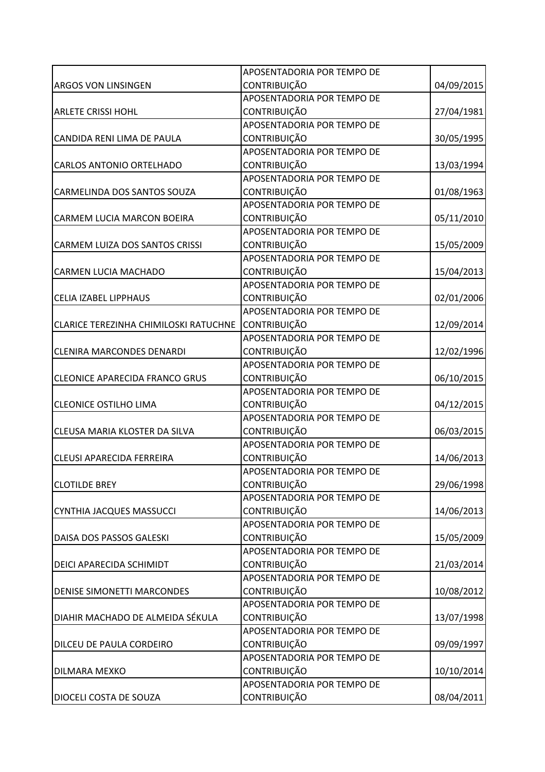| | | |
|---|---|---|
| ARGOS VON LINSINGEN | APOSENTADORIA POR TEMPO DE CONTRIBUIÇÃO | 04/09/2015 |
| ARLETE CRISSI HOHL | APOSENTADORIA POR TEMPO DE CONTRIBUIÇÃO | 27/04/1981 |
| CANDIDA RENI LIMA DE PAULA | APOSENTADORIA POR TEMPO DE CONTRIBUIÇÃO | 30/05/1995 |
| CARLOS ANTONIO ORTELHADO | APOSENTADORIA POR TEMPO DE CONTRIBUIÇÃO | 13/03/1994 |
| CARMELINDA DOS SANTOS SOUZA | APOSENTADORIA POR TEMPO DE CONTRIBUIÇÃO | 01/08/1963 |
| CARMEM LUCIA MARCON BOEIRA | APOSENTADORIA POR TEMPO DE CONTRIBUIÇÃO | 05/11/2010 |
| CARMEM LUIZA DOS SANTOS CRISSI | APOSENTADORIA POR TEMPO DE CONTRIBUIÇÃO | 15/05/2009 |
| CARMEN LUCIA MACHADO | APOSENTADORIA POR TEMPO DE CONTRIBUIÇÃO | 15/04/2013 |
| CELIA IZABEL LIPPHAUS | APOSENTADORIA POR TEMPO DE CONTRIBUIÇÃO | 02/01/2006 |
| CLARICE TEREZINHA CHIMILOSKI RATUCHNE | APOSENTADORIA POR TEMPO DE CONTRIBUIÇÃO | 12/09/2014 |
| CLENIRA MARCONDES DENARDI | APOSENTADORIA POR TEMPO DE CONTRIBUIÇÃO | 12/02/1996 |
| CLEONICE APARECIDA FRANCO GRUS | APOSENTADORIA POR TEMPO DE CONTRIBUIÇÃO | 06/10/2015 |
| CLEONICE OSTILHO LIMA | APOSENTADORIA POR TEMPO DE CONTRIBUIÇÃO | 04/12/2015 |
| CLEUSA MARIA KLOSTER DA SILVA | APOSENTADORIA POR TEMPO DE CONTRIBUIÇÃO | 06/03/2015 |
| CLEUSI APARECIDA FERREIRA | APOSENTADORIA POR TEMPO DE CONTRIBUIÇÃO | 14/06/2013 |
| CLOTILDE BREY | APOSENTADORIA POR TEMPO DE CONTRIBUIÇÃO | 29/06/1998 |
| CYNTHIA JACQUES MASSUCCI | APOSENTADORIA POR TEMPO DE CONTRIBUIÇÃO | 14/06/2013 |
| DAISA DOS PASSOS GALESKI | APOSENTADORIA POR TEMPO DE CONTRIBUIÇÃO | 15/05/2009 |
| DEICI APARECIDA SCHIMIDT | APOSENTADORIA POR TEMPO DE CONTRIBUIÇÃO | 21/03/2014 |
| DENISE SIMONETTI MARCONDES | APOSENTADORIA POR TEMPO DE CONTRIBUIÇÃO | 10/08/2012 |
| DIAHIR MACHADO DE ALMEIDA SÉKULA | APOSENTADORIA POR TEMPO DE CONTRIBUIÇÃO | 13/07/1998 |
| DILCEU DE PAULA CORDEIRO | APOSENTADORIA POR TEMPO DE CONTRIBUIÇÃO | 09/09/1997 |
| DILMARA MEXKO | APOSENTADORIA POR TEMPO DE CONTRIBUIÇÃO | 10/10/2014 |
| DIOCELI COSTA DE SOUZA | APOSENTADORIA POR TEMPO DE CONTRIBUIÇÃO | 08/04/2011 |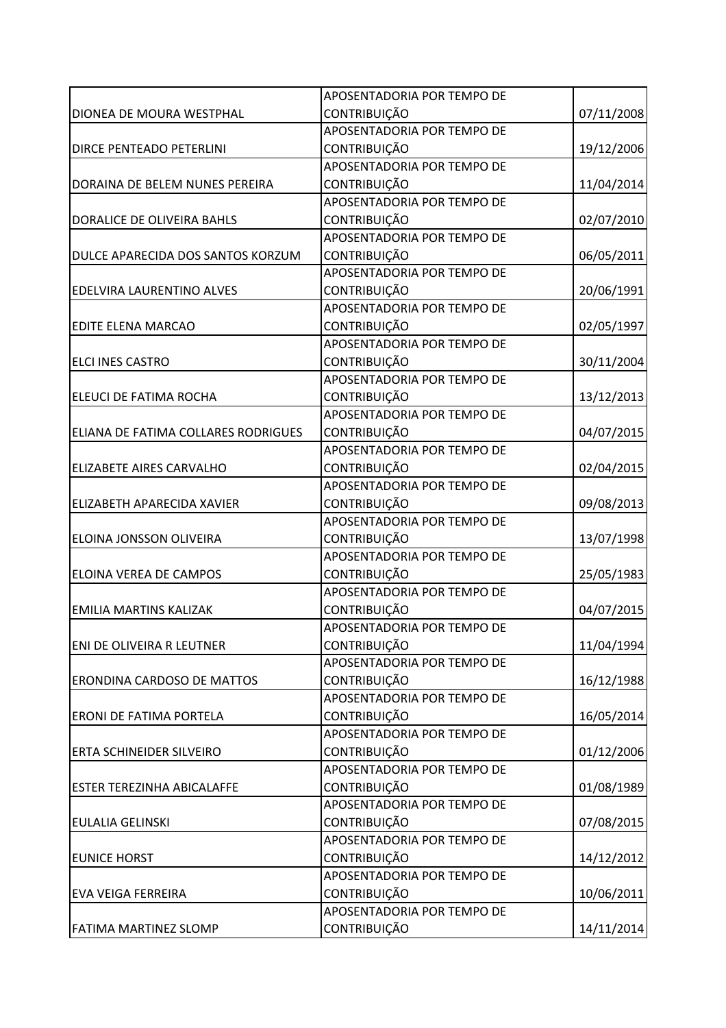| | | |
|---|---|---|
| DIONEA DE MOURA WESTPHAL | APOSENTADORIA POR TEMPO DE CONTRIBUIÇÃO | 07/11/2008 |
| DIRCE PENTEADO PETERLINI | APOSENTADORIA POR TEMPO DE CONTRIBUIÇÃO | 19/12/2006 |
| DORAINA DE BELEM NUNES PEREIRA | APOSENTADORIA POR TEMPO DE CONTRIBUIÇÃO | 11/04/2014 |
| DORALICE DE OLIVEIRA BAHLS | APOSENTADORIA POR TEMPO DE CONTRIBUIÇÃO | 02/07/2010 |
| DULCE APARECIDA DOS SANTOS KORZUM | APOSENTADORIA POR TEMPO DE CONTRIBUIÇÃO | 06/05/2011 |
| EDELVIRA LAURENTINO ALVES | APOSENTADORIA POR TEMPO DE CONTRIBUIÇÃO | 20/06/1991 |
| EDITE ELENA MARCAO | APOSENTADORIA POR TEMPO DE CONTRIBUIÇÃO | 02/05/1997 |
| ELCI INES CASTRO | APOSENTADORIA POR TEMPO DE CONTRIBUIÇÃO | 30/11/2004 |
| ELEUCI DE FATIMA ROCHA | APOSENTADORIA POR TEMPO DE CONTRIBUIÇÃO | 13/12/2013 |
| ELIANA DE FATIMA COLLARES RODRIGUES | APOSENTADORIA POR TEMPO DE CONTRIBUIÇÃO | 04/07/2015 |
| ELIZABETE AIRES CARVALHO | APOSENTADORIA POR TEMPO DE CONTRIBUIÇÃO | 02/04/2015 |
| ELIZABETH APARECIDA XAVIER | APOSENTADORIA POR TEMPO DE CONTRIBUIÇÃO | 09/08/2013 |
| ELOINA JONSSON OLIVEIRA | APOSENTADORIA POR TEMPO DE CONTRIBUIÇÃO | 13/07/1998 |
| ELOINA VEREA DE CAMPOS | APOSENTADORIA POR TEMPO DE CONTRIBUIÇÃO | 25/05/1983 |
| EMILIA MARTINS KALIZAK | APOSENTADORIA POR TEMPO DE CONTRIBUIÇÃO | 04/07/2015 |
| ENI DE OLIVEIRA R LEUTNER | APOSENTADORIA POR TEMPO DE CONTRIBUIÇÃO | 11/04/1994 |
| ERONDINA CARDOSO DE MATTOS | APOSENTADORIA POR TEMPO DE CONTRIBUIÇÃO | 16/12/1988 |
| ERONI DE FATIMA PORTELA | APOSENTADORIA POR TEMPO DE CONTRIBUIÇÃO | 16/05/2014 |
| ERTA SCHINEIDER SILVEIRO | APOSENTADORIA POR TEMPO DE CONTRIBUIÇÃO | 01/12/2006 |
| ESTER TEREZINHA ABICALAFFE | APOSENTADORIA POR TEMPO DE CONTRIBUIÇÃO | 01/08/1989 |
| EULALIA GELINSKI | APOSENTADORIA POR TEMPO DE CONTRIBUIÇÃO | 07/08/2015 |
| EUNICE HORST | APOSENTADORIA POR TEMPO DE CONTRIBUIÇÃO | 14/12/2012 |
| EVA VEIGA FERREIRA | APOSENTADORIA POR TEMPO DE CONTRIBUIÇÃO | 10/06/2011 |
| FATIMA MARTINEZ SLOMP | APOSENTADORIA POR TEMPO DE CONTRIBUIÇÃO | 14/11/2014 |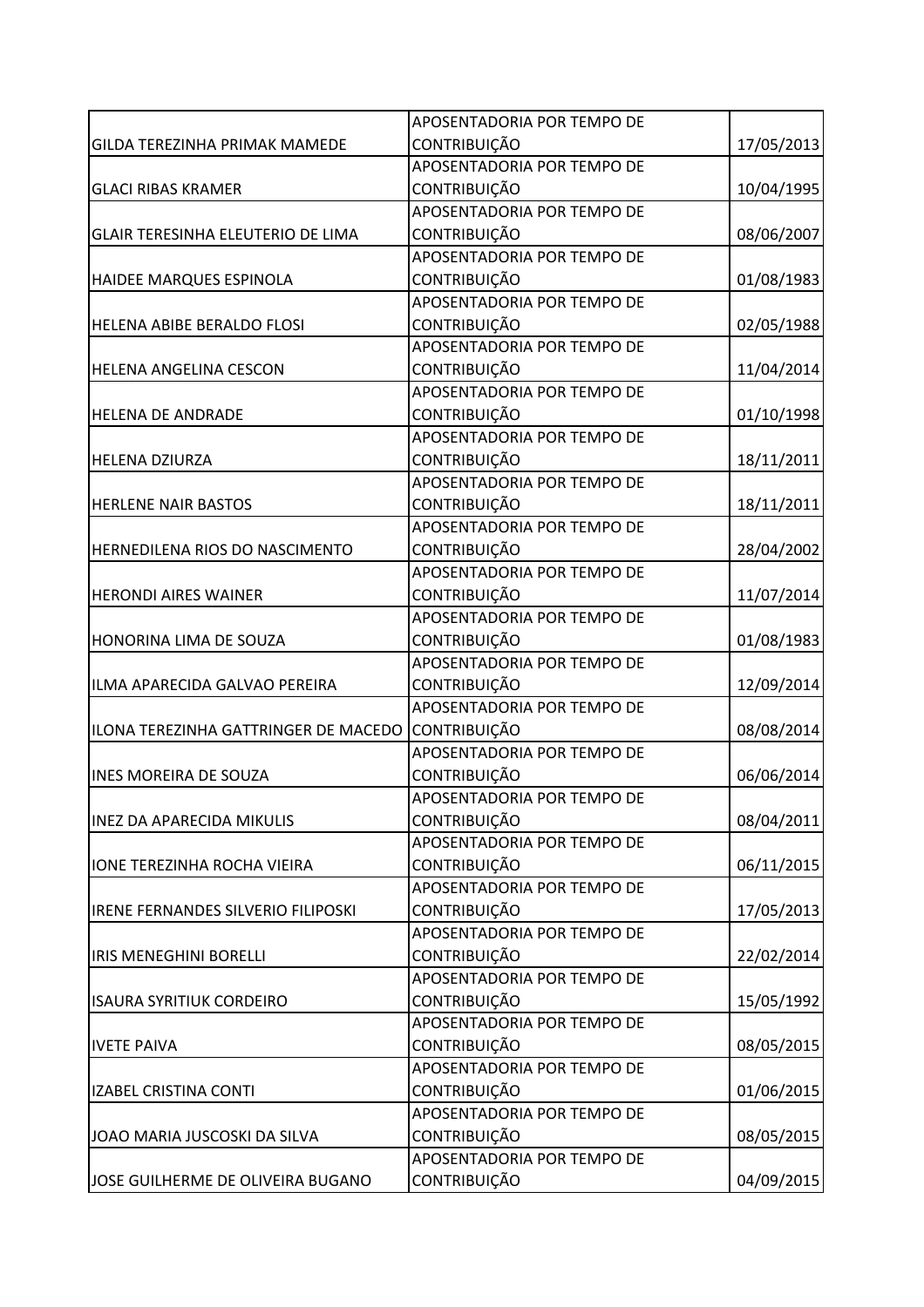| | | |
|---|---|---|
| GILDA TEREZINHA PRIMAK MAMEDE | APOSENTADORIA POR TEMPO DE CONTRIBUIÇÃO | 17/05/2013 |
| GLACI RIBAS KRAMER | APOSENTADORIA POR TEMPO DE CONTRIBUIÇÃO | 10/04/1995 |
| GLAIR TERESINHA ELEUTERIO DE LIMA | APOSENTADORIA POR TEMPO DE CONTRIBUIÇÃO | 08/06/2007 |
| HAIDEE MARQUES ESPINOLA | APOSENTADORIA POR TEMPO DE CONTRIBUIÇÃO | 01/08/1983 |
| HELENA ABIBE BERALDO FLOSI | APOSENTADORIA POR TEMPO DE CONTRIBUIÇÃO | 02/05/1988 |
| HELENA ANGELINA CESCON | APOSENTADORIA POR TEMPO DE CONTRIBUIÇÃO | 11/04/2014 |
| HELENA DE ANDRADE | APOSENTADORIA POR TEMPO DE CONTRIBUIÇÃO | 01/10/1998 |
| HELENA DZIURZA | APOSENTADORIA POR TEMPO DE CONTRIBUIÇÃO | 18/11/2011 |
| HERLENE NAIR BASTOS | APOSENTADORIA POR TEMPO DE CONTRIBUIÇÃO | 18/11/2011 |
| HERNEDILENA RIOS DO NASCIMENTO | APOSENTADORIA POR TEMPO DE CONTRIBUIÇÃO | 28/04/2002 |
| HERONDI AIRES WAINER | APOSENTADORIA POR TEMPO DE CONTRIBUIÇÃO | 11/07/2014 |
| HONORINA LIMA DE SOUZA | APOSENTADORIA POR TEMPO DE CONTRIBUIÇÃO | 01/08/1983 |
| ILMA APARECIDA GALVAO PEREIRA | APOSENTADORIA POR TEMPO DE CONTRIBUIÇÃO | 12/09/2014 |
| ILONA TEREZINHA GATTRINGER DE MACEDO | APOSENTADORIA POR TEMPO DE CONTRIBUIÇÃO | 08/08/2014 |
| INES MOREIRA DE SOUZA | APOSENTADORIA POR TEMPO DE CONTRIBUIÇÃO | 06/06/2014 |
| INEZ DA APARECIDA MIKULIS | APOSENTADORIA POR TEMPO DE CONTRIBUIÇÃO | 08/04/2011 |
| IONE TEREZINHA ROCHA VIEIRA | APOSENTADORIA POR TEMPO DE CONTRIBUIÇÃO | 06/11/2015 |
| IRENE FERNANDES SILVERIO FILIPOSKI | APOSENTADORIA POR TEMPO DE CONTRIBUIÇÃO | 17/05/2013 |
| IRIS MENEGHINI BORELLI | APOSENTADORIA POR TEMPO DE CONTRIBUIÇÃO | 22/02/2014 |
| ISAURA SYRITIUK CORDEIRO | APOSENTADORIA POR TEMPO DE CONTRIBUIÇÃO | 15/05/1992 |
| IVETE PAIVA | APOSENTADORIA POR TEMPO DE CONTRIBUIÇÃO | 08/05/2015 |
| IZABEL CRISTINA CONTI | APOSENTADORIA POR TEMPO DE CONTRIBUIÇÃO | 01/06/2015 |
| JOAO MARIA JUSCOSKI DA SILVA | APOSENTADORIA POR TEMPO DE CONTRIBUIÇÃO | 08/05/2015 |
| JOSE GUILHERME DE OLIVEIRA BUGANO | APOSENTADORIA POR TEMPO DE CONTRIBUIÇÃO | 04/09/2015 |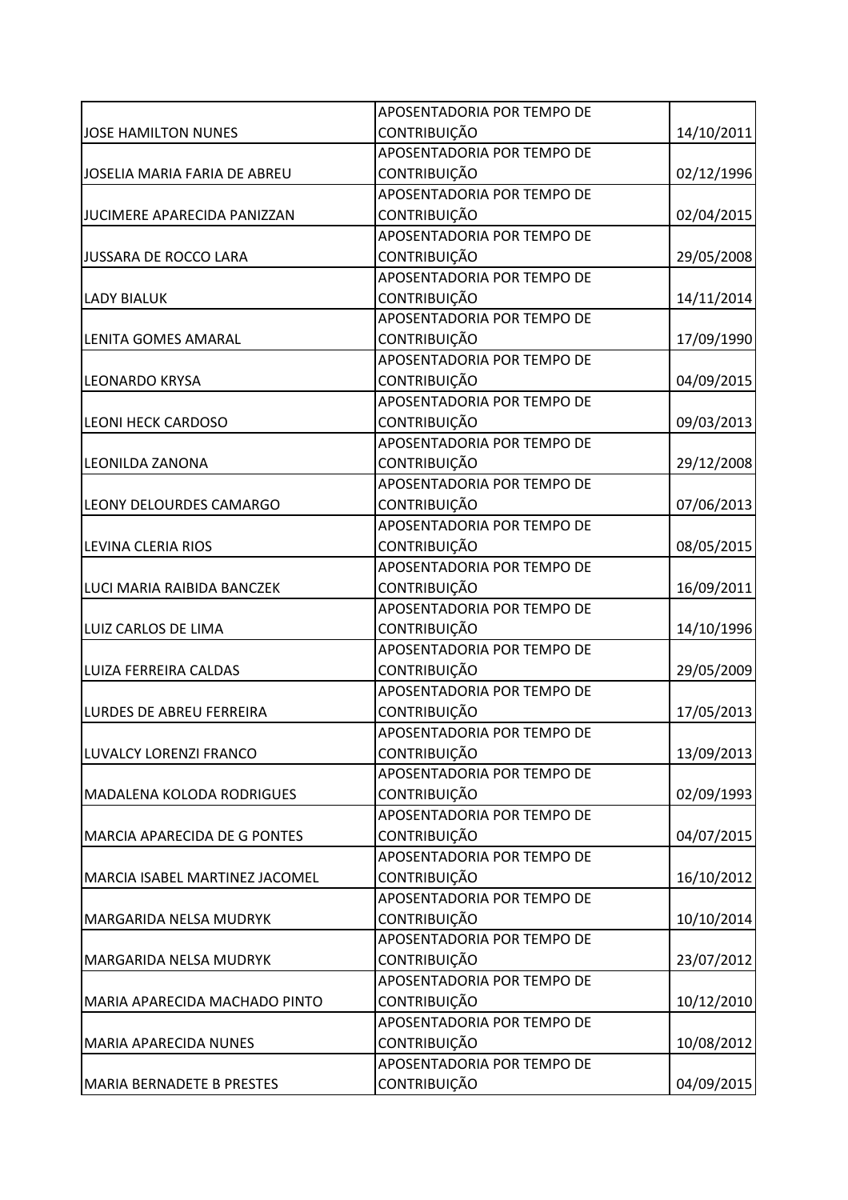| | | |
|---|---|---|
| JOSE HAMILTON NUNES | APOSENTADORIA POR TEMPO DE CONTRIBUIÇÃO | 14/10/2011 |
| JOSELIA MARIA FARIA DE ABREU | APOSENTADORIA POR TEMPO DE CONTRIBUIÇÃO | 02/12/1996 |
| JUCIMERE APARECIDA PANIZZAN | APOSENTADORIA POR TEMPO DE CONTRIBUIÇÃO | 02/04/2015 |
| JUSSARA DE ROCCO LARA | APOSENTADORIA POR TEMPO DE CONTRIBUIÇÃO | 29/05/2008 |
| LADY BIALUK | APOSENTADORIA POR TEMPO DE CONTRIBUIÇÃO | 14/11/2014 |
| LENITA GOMES AMARAL | APOSENTADORIA POR TEMPO DE CONTRIBUIÇÃO | 17/09/1990 |
| LEONARDO KRYSA | APOSENTADORIA POR TEMPO DE CONTRIBUIÇÃO | 04/09/2015 |
| LEONI HECK CARDOSO | APOSENTADORIA POR TEMPO DE CONTRIBUIÇÃO | 09/03/2013 |
| LEONILDA ZANONA | APOSENTADORIA POR TEMPO DE CONTRIBUIÇÃO | 29/12/2008 |
| LEONY DELOURDES CAMARGO | APOSENTADORIA POR TEMPO DE CONTRIBUIÇÃO | 07/06/2013 |
| LEVINA CLERIA RIOS | APOSENTADORIA POR TEMPO DE CONTRIBUIÇÃO | 08/05/2015 |
| LUCI MARIA RAIBIDA BANCZEK | APOSENTADORIA POR TEMPO DE CONTRIBUIÇÃO | 16/09/2011 |
| LUIZ CARLOS DE LIMA | APOSENTADORIA POR TEMPO DE CONTRIBUIÇÃO | 14/10/1996 |
| LUIZA FERREIRA CALDAS | APOSENTADORIA POR TEMPO DE CONTRIBUIÇÃO | 29/05/2009 |
| LURDES DE ABREU FERREIRA | APOSENTADORIA POR TEMPO DE CONTRIBUIÇÃO | 17/05/2013 |
| LUVALCY LORENZI FRANCO | APOSENTADORIA POR TEMPO DE CONTRIBUIÇÃO | 13/09/2013 |
| MADALENA KOLODA RODRIGUES | APOSENTADORIA POR TEMPO DE CONTRIBUIÇÃO | 02/09/1993 |
| MARCIA APARECIDA DE G PONTES | APOSENTADORIA POR TEMPO DE CONTRIBUIÇÃO | 04/07/2015 |
| MARCIA ISABEL MARTINEZ JACOMEL | APOSENTADORIA POR TEMPO DE CONTRIBUIÇÃO | 16/10/2012 |
| MARGARIDA NELSA MUDRYK | APOSENTADORIA POR TEMPO DE CONTRIBUIÇÃO | 10/10/2014 |
| MARGARIDA NELSA MUDRYK | APOSENTADORIA POR TEMPO DE CONTRIBUIÇÃO | 23/07/2012 |
| MARIA APARECIDA MACHADO PINTO | APOSENTADORIA POR TEMPO DE CONTRIBUIÇÃO | 10/12/2010 |
| MARIA APARECIDA NUNES | APOSENTADORIA POR TEMPO DE CONTRIBUIÇÃO | 10/08/2012 |
| MARIA BERNADETE B PRESTES | APOSENTADORIA POR TEMPO DE CONTRIBUIÇÃO | 04/09/2015 |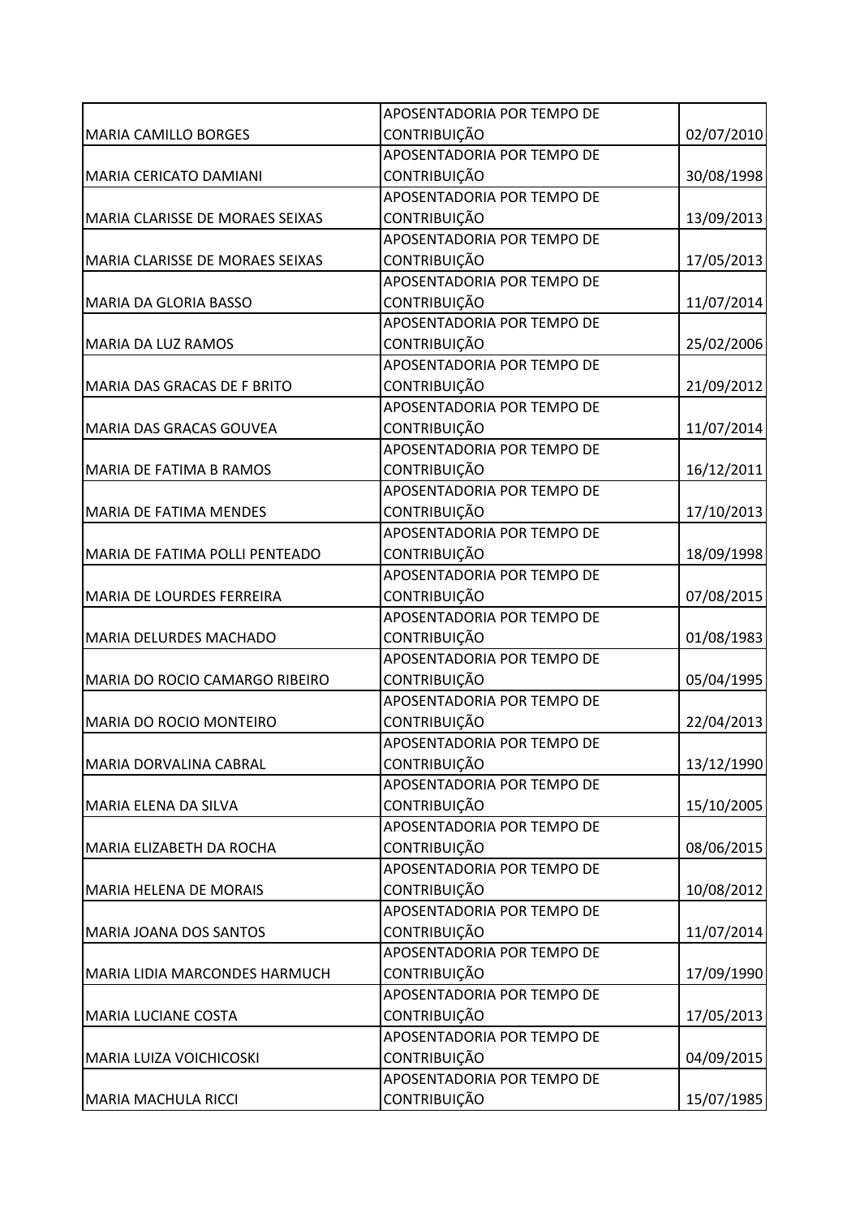| | | |
|---|---|---|
| MARIA CAMILLO BORGES | APOSENTADORIA POR TEMPO DE CONTRIBUIÇÃO | 02/07/2010 |
| MARIA CERICATO DAMIANI | APOSENTADORIA POR TEMPO DE CONTRIBUIÇÃO | 30/08/1998 |
| MARIA CLARISSE DE MORAES SEIXAS | APOSENTADORIA POR TEMPO DE CONTRIBUIÇÃO | 13/09/2013 |
| MARIA CLARISSE DE MORAES SEIXAS | APOSENTADORIA POR TEMPO DE CONTRIBUIÇÃO | 17/05/2013 |
| MARIA DA GLORIA BASSO | APOSENTADORIA POR TEMPO DE CONTRIBUIÇÃO | 11/07/2014 |
| MARIA DA LUZ RAMOS | APOSENTADORIA POR TEMPO DE CONTRIBUIÇÃO | 25/02/2006 |
| MARIA DAS GRACAS DE F BRITO | APOSENTADORIA POR TEMPO DE CONTRIBUIÇÃO | 21/09/2012 |
| MARIA DAS GRACAS GOUVEA | APOSENTADORIA POR TEMPO DE CONTRIBUIÇÃO | 11/07/2014 |
| MARIA DE FATIMA B RAMOS | APOSENTADORIA POR TEMPO DE CONTRIBUIÇÃO | 16/12/2011 |
| MARIA DE FATIMA MENDES | APOSENTADORIA POR TEMPO DE CONTRIBUIÇÃO | 17/10/2013 |
| MARIA DE FATIMA POLLI PENTEADO | APOSENTADORIA POR TEMPO DE CONTRIBUIÇÃO | 18/09/1998 |
| MARIA DE LOURDES FERREIRA | APOSENTADORIA POR TEMPO DE CONTRIBUIÇÃO | 07/08/2015 |
| MARIA DELURDES MACHADO | APOSENTADORIA POR TEMPO DE CONTRIBUIÇÃO | 01/08/1983 |
| MARIA DO ROCIO CAMARGO RIBEIRO | APOSENTADORIA POR TEMPO DE CONTRIBUIÇÃO | 05/04/1995 |
| MARIA DO ROCIO MONTEIRO | APOSENTADORIA POR TEMPO DE CONTRIBUIÇÃO | 22/04/2013 |
| MARIA DORVALINA CABRAL | APOSENTADORIA POR TEMPO DE CONTRIBUIÇÃO | 13/12/1990 |
| MARIA ELENA DA SILVA | APOSENTADORIA POR TEMPO DE CONTRIBUIÇÃO | 15/10/2005 |
| MARIA ELIZABETH DA ROCHA | APOSENTADORIA POR TEMPO DE CONTRIBUIÇÃO | 08/06/2015 |
| MARIA HELENA DE MORAIS | APOSENTADORIA POR TEMPO DE CONTRIBUIÇÃO | 10/08/2012 |
| MARIA JOANA DOS SANTOS | APOSENTADORIA POR TEMPO DE CONTRIBUIÇÃO | 11/07/2014 |
| MARIA LIDIA MARCONDES HARMUCH | APOSENTADORIA POR TEMPO DE CONTRIBUIÇÃO | 17/09/1990 |
| MARIA LUCIANE COSTA | APOSENTADORIA POR TEMPO DE CONTRIBUIÇÃO | 17/05/2013 |
| MARIA LUIZA VOICHICOSKI | APOSENTADORIA POR TEMPO DE CONTRIBUIÇÃO | 04/09/2015 |
| MARIA MACHULA RICCI | APOSENTADORIA POR TEMPO DE CONTRIBUIÇÃO | 15/07/1985 |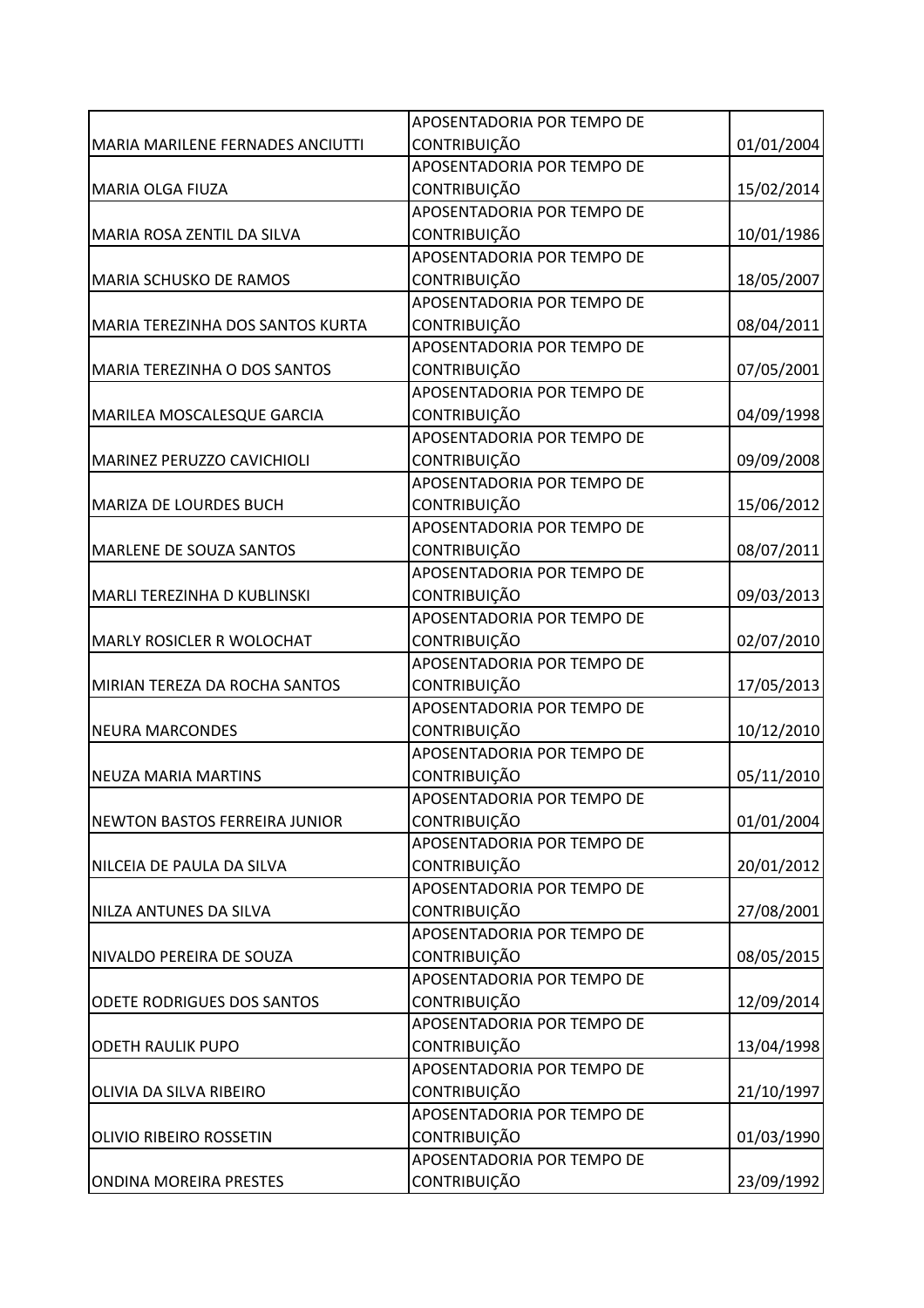| | | |
|---|---|---|
| MARIA MARILENE FERNADES ANCIUTTI | APOSENTADORIA POR TEMPO DE CONTRIBUIÇÃO | 01/01/2004 |
| MARIA OLGA FIUZA | APOSENTADORIA POR TEMPO DE CONTRIBUIÇÃO | 15/02/2014 |
| MARIA ROSA ZENTIL DA SILVA | APOSENTADORIA POR TEMPO DE CONTRIBUIÇÃO | 10/01/1986 |
| MARIA SCHUSKO DE RAMOS | APOSENTADORIA POR TEMPO DE CONTRIBUIÇÃO | 18/05/2007 |
| MARIA TEREZINHA DOS SANTOS KURTA | APOSENTADORIA POR TEMPO DE CONTRIBUIÇÃO | 08/04/2011 |
| MARIA TEREZINHA O DOS SANTOS | APOSENTADORIA POR TEMPO DE CONTRIBUIÇÃO | 07/05/2001 |
| MARILEA MOSCALESQUE GARCIA | APOSENTADORIA POR TEMPO DE CONTRIBUIÇÃO | 04/09/1998 |
| MARINEZ PERUZZO CAVICHIOLI | APOSENTADORIA POR TEMPO DE CONTRIBUIÇÃO | 09/09/2008 |
| MARIZA DE LOURDES BUCH | APOSENTADORIA POR TEMPO DE CONTRIBUIÇÃO | 15/06/2012 |
| MARLENE DE SOUZA SANTOS | APOSENTADORIA POR TEMPO DE CONTRIBUIÇÃO | 08/07/2011 |
| MARLI TEREZINHA D KUBLINSKI | APOSENTADORIA POR TEMPO DE CONTRIBUIÇÃO | 09/03/2013 |
| MARLY ROSICLER R WOLOCHAT | APOSENTADORIA POR TEMPO DE CONTRIBUIÇÃO | 02/07/2010 |
| MIRIAN TEREZA DA ROCHA SANTOS | APOSENTADORIA POR TEMPO DE CONTRIBUIÇÃO | 17/05/2013 |
| NEURA MARCONDES | APOSENTADORIA POR TEMPO DE CONTRIBUIÇÃO | 10/12/2010 |
| NEUZA MARIA MARTINS | APOSENTADORIA POR TEMPO DE CONTRIBUIÇÃO | 05/11/2010 |
| NEWTON BASTOS FERREIRA JUNIOR | APOSENTADORIA POR TEMPO DE CONTRIBUIÇÃO | 01/01/2004 |
| NILCEIA DE PAULA DA SILVA | APOSENTADORIA POR TEMPO DE CONTRIBUIÇÃO | 20/01/2012 |
| NILZA ANTUNES DA SILVA | APOSENTADORIA POR TEMPO DE CONTRIBUIÇÃO | 27/08/2001 |
| NIVALDO PEREIRA DE SOUZA | APOSENTADORIA POR TEMPO DE CONTRIBUIÇÃO | 08/05/2015 |
| ODETE RODRIGUES DOS SANTOS | APOSENTADORIA POR TEMPO DE CONTRIBUIÇÃO | 12/09/2014 |
| ODETH RAULIK PUPO | APOSENTADORIA POR TEMPO DE CONTRIBUIÇÃO | 13/04/1998 |
| OLIVIA DA SILVA RIBEIRO | APOSENTADORIA POR TEMPO DE CONTRIBUIÇÃO | 21/10/1997 |
| OLIVIO RIBEIRO ROSSETIN | APOSENTADORIA POR TEMPO DE CONTRIBUIÇÃO | 01/03/1990 |
| ONDINA MOREIRA PRESTES | APOSENTADORIA POR TEMPO DE CONTRIBUIÇÃO | 23/09/1992 |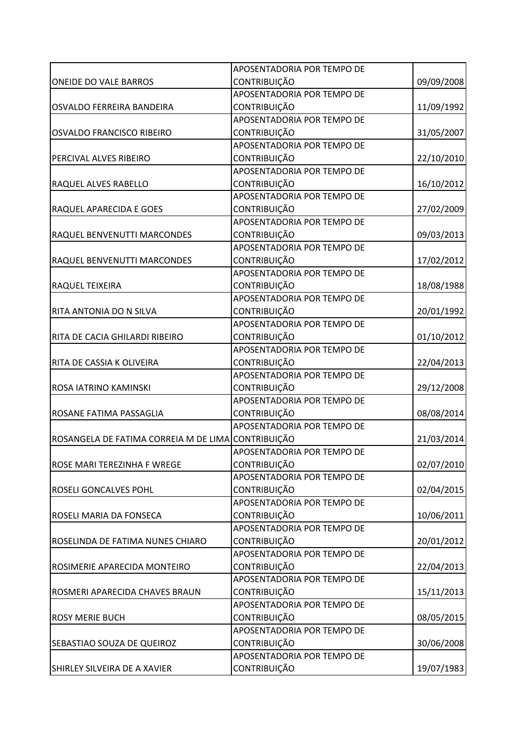| | | |
|---|---|---|
| ONEIDE DO VALE BARROS | APOSENTADORIA POR TEMPO DE CONTRIBUIÇÃO | 09/09/2008 |
| OSVALDO FERREIRA BANDEIRA | APOSENTADORIA POR TEMPO DE CONTRIBUIÇÃO | 11/09/1992 |
| OSVALDO FRANCISCO RIBEIRO | APOSENTADORIA POR TEMPO DE CONTRIBUIÇÃO | 31/05/2007 |
| PERCIVAL ALVES RIBEIRO | APOSENTADORIA POR TEMPO DE CONTRIBUIÇÃO | 22/10/2010 |
| RAQUEL ALVES RABELLO | APOSENTADORIA POR TEMPO DE CONTRIBUIÇÃO | 16/10/2012 |
| RAQUEL APARECIDA E GOES | APOSENTADORIA POR TEMPO DE CONTRIBUIÇÃO | 27/02/2009 |
| RAQUEL BENVENUTTI MARCONDES | APOSENTADORIA POR TEMPO DE CONTRIBUIÇÃO | 09/03/2013 |
| RAQUEL BENVENUTTI MARCONDES | APOSENTADORIA POR TEMPO DE CONTRIBUIÇÃO | 17/02/2012 |
| RAQUEL TEIXEIRA | APOSENTADORIA POR TEMPO DE CONTRIBUIÇÃO | 18/08/1988 |
| RITA ANTONIA DO N SILVA | APOSENTADORIA POR TEMPO DE CONTRIBUIÇÃO | 20/01/1992 |
| RITA DE CACIA GHILARDI RIBEIRO | APOSENTADORIA POR TEMPO DE CONTRIBUIÇÃO | 01/10/2012 |
| RITA DE CASSIA K OLIVEIRA | APOSENTADORIA POR TEMPO DE CONTRIBUIÇÃO | 22/04/2013 |
| ROSA IATRINO KAMINSKI | APOSENTADORIA POR TEMPO DE CONTRIBUIÇÃO | 29/12/2008 |
| ROSANE FATIMA PASSAGLIA | APOSENTADORIA POR TEMPO DE CONTRIBUIÇÃO | 08/08/2014 |
| ROSANGELA DE FATIMA CORREIA M DE LIMA | APOSENTADORIA POR TEMPO DE CONTRIBUIÇÃO | 21/03/2014 |
| ROSE MARI TEREZINHA F WREGE | APOSENTADORIA POR TEMPO DE CONTRIBUIÇÃO | 02/07/2010 |
| ROSELI GONCALVES POHL | APOSENTADORIA POR TEMPO DE CONTRIBUIÇÃO | 02/04/2015 |
| ROSELI MARIA DA FONSECA | APOSENTADORIA POR TEMPO DE CONTRIBUIÇÃO | 10/06/2011 |
| ROSELINDA DE FATIMA NUNES CHIARO | APOSENTADORIA POR TEMPO DE CONTRIBUIÇÃO | 20/01/2012 |
| ROSIMERIE APARECIDA MONTEIRO | APOSENTADORIA POR TEMPO DE CONTRIBUIÇÃO | 22/04/2013 |
| ROSMERI APARECIDA CHAVES BRAUN | APOSENTADORIA POR TEMPO DE CONTRIBUIÇÃO | 15/11/2013 |
| ROSY MERIE BUCH | APOSENTADORIA POR TEMPO DE CONTRIBUIÇÃO | 08/05/2015 |
| SEBASTIAO SOUZA DE QUEIROZ | APOSENTADORIA POR TEMPO DE CONTRIBUIÇÃO | 30/06/2008 |
| SHIRLEY SILVEIRA DE A XAVIER | APOSENTADORIA POR TEMPO DE CONTRIBUIÇÃO | 19/07/1983 |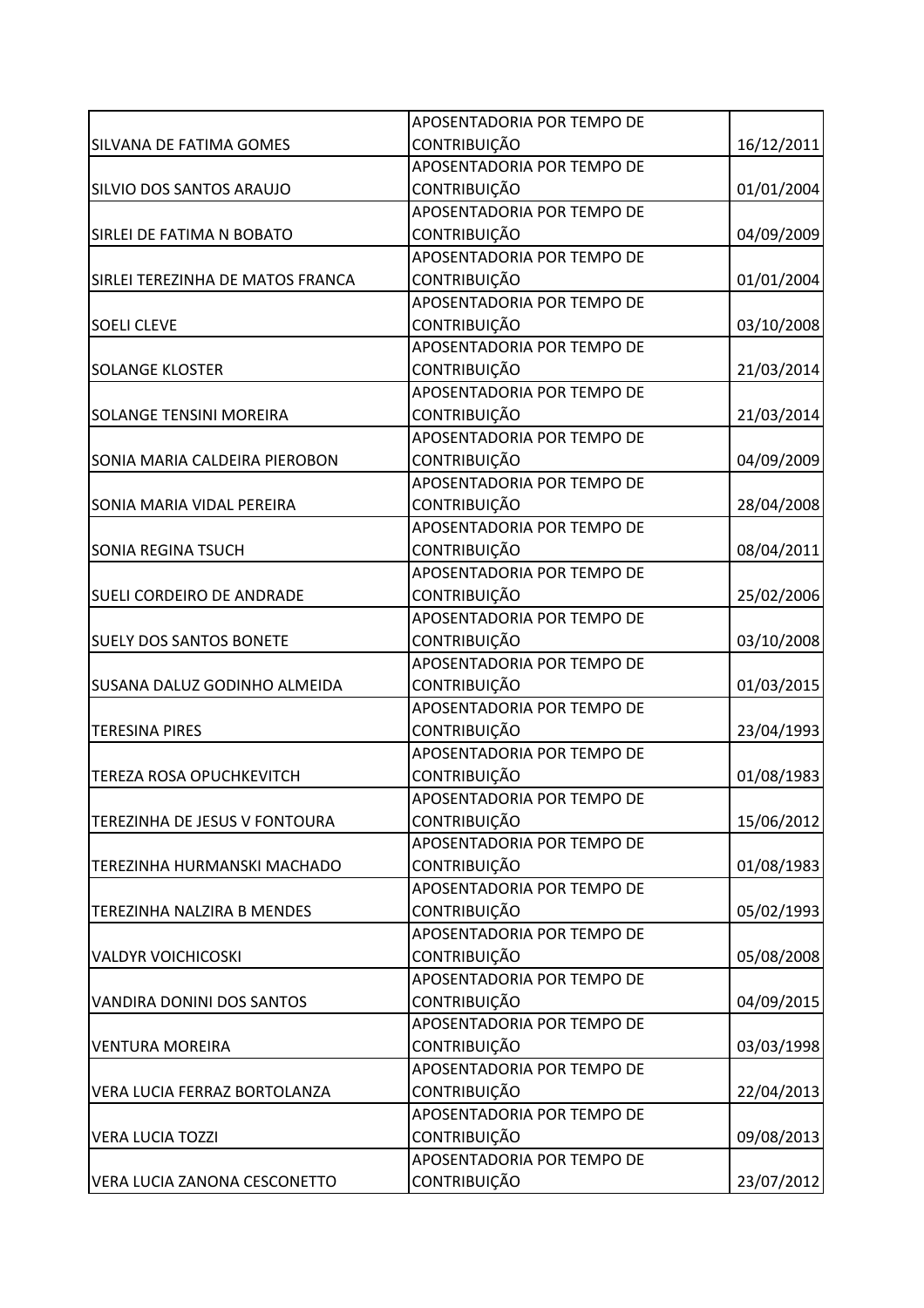| | | |
|---|---|---|
| SILVANA DE FATIMA GOMES | APOSENTADORIA POR TEMPO DE CONTRIBUIÇÃO | 16/12/2011 |
| SILVIO DOS SANTOS ARAUJO | APOSENTADORIA POR TEMPO DE CONTRIBUIÇÃO | 01/01/2004 |
| SIRLEI DE FATIMA N BOBATO | APOSENTADORIA POR TEMPO DE CONTRIBUIÇÃO | 04/09/2009 |
| SIRLEI TEREZINHA DE MATOS FRANCA | APOSENTADORIA POR TEMPO DE CONTRIBUIÇÃO | 01/01/2004 |
| SOELI CLEVE | APOSENTADORIA POR TEMPO DE CONTRIBUIÇÃO | 03/10/2008 |
| SOLANGE KLOSTER | APOSENTADORIA POR TEMPO DE CONTRIBUIÇÃO | 21/03/2014 |
| SOLANGE TENSINI MOREIRA | APOSENTADORIA POR TEMPO DE CONTRIBUIÇÃO | 21/03/2014 |
| SONIA MARIA CALDEIRA PIEROBON | APOSENTADORIA POR TEMPO DE CONTRIBUIÇÃO | 04/09/2009 |
| SONIA MARIA VIDAL PEREIRA | APOSENTADORIA POR TEMPO DE CONTRIBUIÇÃO | 28/04/2008 |
| SONIA REGINA TSUCH | APOSENTADORIA POR TEMPO DE CONTRIBUIÇÃO | 08/04/2011 |
| SUELI CORDEIRO DE ANDRADE | APOSENTADORIA POR TEMPO DE CONTRIBUIÇÃO | 25/02/2006 |
| SUELY DOS SANTOS BONETE | APOSENTADORIA POR TEMPO DE CONTRIBUIÇÃO | 03/10/2008 |
| SUSANA DALUZ GODINHO ALMEIDA | APOSENTADORIA POR TEMPO DE CONTRIBUIÇÃO | 01/03/2015 |
| TERESINA PIRES | APOSENTADORIA POR TEMPO DE CONTRIBUIÇÃO | 23/04/1993 |
| TEREZA ROSA OPUCHKEVITCH | APOSENTADORIA POR TEMPO DE CONTRIBUIÇÃO | 01/08/1983 |
| TEREZINHA DE JESUS V FONTOURA | APOSENTADORIA POR TEMPO DE CONTRIBUIÇÃO | 15/06/2012 |
| TEREZINHA HURMANSKI MACHADO | APOSENTADORIA POR TEMPO DE CONTRIBUIÇÃO | 01/08/1983 |
| TEREZINHA NALZIRA B MENDES | APOSENTADORIA POR TEMPO DE CONTRIBUIÇÃO | 05/02/1993 |
| VALDYR VOICHICOSKI | APOSENTADORIA POR TEMPO DE CONTRIBUIÇÃO | 05/08/2008 |
| VANDIRA DONINI DOS SANTOS | APOSENTADORIA POR TEMPO DE CONTRIBUIÇÃO | 04/09/2015 |
| VENTURA MOREIRA | APOSENTADORIA POR TEMPO DE CONTRIBUIÇÃO | 03/03/1998 |
| VERA LUCIA FERRAZ BORTOLANZA | APOSENTADORIA POR TEMPO DE CONTRIBUIÇÃO | 22/04/2013 |
| VERA LUCIA TOZZI | APOSENTADORIA POR TEMPO DE CONTRIBUIÇÃO | 09/08/2013 |
| VERA LUCIA ZANONA CESCONETTO | APOSENTADORIA POR TEMPO DE CONTRIBUIÇÃO | 23/07/2012 |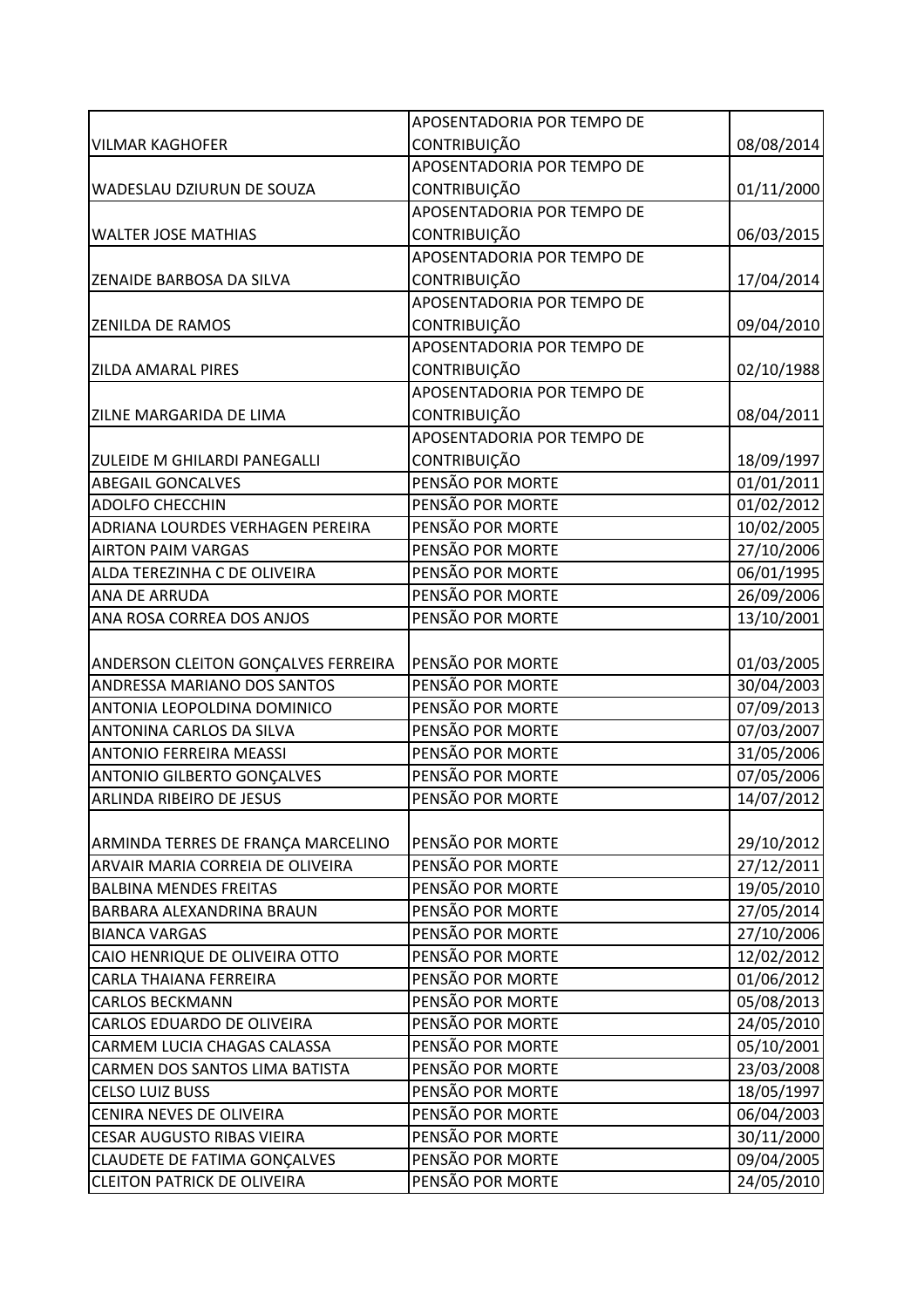| | | |
|---|---|---|
| VILMAR KAGHOFER | APOSENTADORIA POR TEMPO DE CONTRIBUIÇÃO | 08/08/2014 |
| WADESLAU DZIURUN DE SOUZA | APOSENTADORIA POR TEMPO DE CONTRIBUIÇÃO | 01/11/2000 |
| WALTER JOSE MATHIAS | APOSENTADORIA POR TEMPO DE CONTRIBUIÇÃO | 06/03/2015 |
| ZENAIDE BARBOSA DA SILVA | APOSENTADORIA POR TEMPO DE CONTRIBUIÇÃO | 17/04/2014 |
| ZENILDA DE RAMOS | APOSENTADORIA POR TEMPO DE CONTRIBUIÇÃO | 09/04/2010 |
| ZILDA AMARAL PIRES | APOSENTADORIA POR TEMPO DE CONTRIBUIÇÃO | 02/10/1988 |
| ZILNE MARGARIDA DE LIMA | APOSENTADORIA POR TEMPO DE CONTRIBUIÇÃO | 08/04/2011 |
| ZULEIDE M GHILARDI PANEGALLI | APOSENTADORIA POR TEMPO DE CONTRIBUIÇÃO | 18/09/1997 |
| ABEGAIL GONCALVES | PENSÃO POR MORTE | 01/01/2011 |
| ADOLFO CHECCHIN | PENSÃO POR MORTE | 01/02/2012 |
| ADRIANA LOURDES VERHAGEN PEREIRA | PENSÃO POR MORTE | 10/02/2005 |
| AIRTON PAIM VARGAS | PENSÃO POR MORTE | 27/10/2006 |
| ALDA TEREZINHA C DE OLIVEIRA | PENSÃO POR MORTE | 06/01/1995 |
| ANA DE ARRUDA | PENSÃO POR MORTE | 26/09/2006 |
| ANA ROSA CORREA DOS ANJOS | PENSÃO POR MORTE | 13/10/2001 |
| ANDERSON CLEITON GONÇALVES FERREIRA | PENSÃO POR MORTE | 01/03/2005 |
| ANDRESSA MARIANO DOS SANTOS | PENSÃO POR MORTE | 30/04/2003 |
| ANTONIA LEOPOLDINA DOMINICO | PENSÃO POR MORTE | 07/09/2013 |
| ANTONINA CARLOS DA SILVA | PENSÃO POR MORTE | 07/03/2007 |
| ANTONIO FERREIRA MEASSI | PENSÃO POR MORTE | 31/05/2006 |
| ANTONIO GILBERTO GONÇALVES | PENSÃO POR MORTE | 07/05/2006 |
| ARLINDA RIBEIRO DE JESUS | PENSÃO POR MORTE | 14/07/2012 |
| ARMINDA TERRES DE FRANÇA MARCELINO | PENSÃO POR MORTE | 29/10/2012 |
| ARVAIR MARIA CORREIA DE OLIVEIRA | PENSÃO POR MORTE | 27/12/2011 |
| BALBINA MENDES FREITAS | PENSÃO POR MORTE | 19/05/2010 |
| BARBARA ALEXANDRINA BRAUN | PENSÃO POR MORTE | 27/05/2014 |
| BIANCA VARGAS | PENSÃO POR MORTE | 27/10/2006 |
| CAIO HENRIQUE DE OLIVEIRA OTTO | PENSÃO POR MORTE | 12/02/2012 |
| CARLA THAIANA FERREIRA | PENSÃO POR MORTE | 01/06/2012 |
| CARLOS BECKMANN | PENSÃO POR MORTE | 05/08/2013 |
| CARLOS EDUARDO DE OLIVEIRA | PENSÃO POR MORTE | 24/05/2010 |
| CARMEM LUCIA CHAGAS CALASSA | PENSÃO POR MORTE | 05/10/2001 |
| CARMEN DOS SANTOS LIMA BATISTA | PENSÃO POR MORTE | 23/03/2008 |
| CELSO LUIZ BUSS | PENSÃO POR MORTE | 18/05/1997 |
| CENIRA NEVES DE OLIVEIRA | PENSÃO POR MORTE | 06/04/2003 |
| CESAR AUGUSTO RIBAS VIEIRA | PENSÃO POR MORTE | 30/11/2000 |
| CLAUDETE DE FATIMA GONÇALVES | PENSÃO POR MORTE | 09/04/2005 |
| CLEITON PATRICK DE OLIVEIRA | PENSÃO POR MORTE | 24/05/2010 |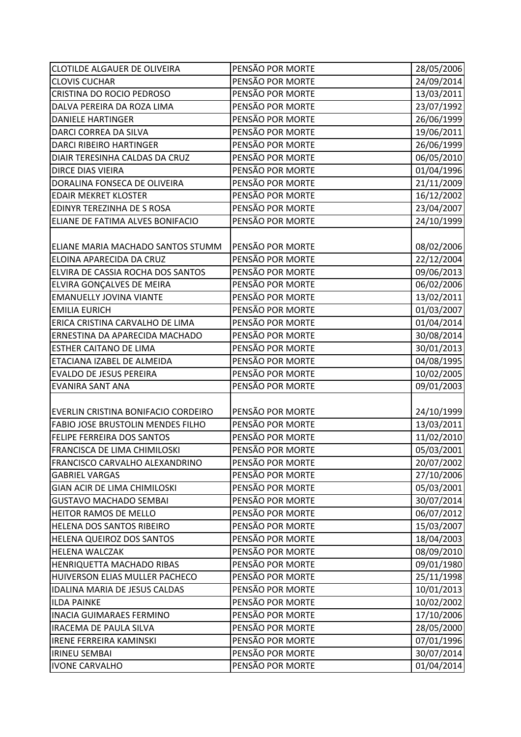| | | |
|---|---|---|
| CLOTILDE ALGAUER DE OLIVEIRA | PENSÃO POR MORTE | 28/05/2006 |
| CLOVIS CUCHAR | PENSÃO POR MORTE | 24/09/2014 |
| CRISTINA DO ROCIO PEDROSO | PENSÃO POR MORTE | 13/03/2011 |
| DALVA PEREIRA DA ROZA LIMA | PENSÃO POR MORTE | 23/07/1992 |
| DANIELE HARTINGER | PENSÃO POR MORTE | 26/06/1999 |
| DARCI CORREA DA SILVA | PENSÃO POR MORTE | 19/06/2011 |
| DARCI RIBEIRO HARTINGER | PENSÃO POR MORTE | 26/06/1999 |
| DIAIR TERESINHA CALDAS DA CRUZ | PENSÃO POR MORTE | 06/05/2010 |
| DIRCE DIAS VIEIRA | PENSÃO POR MORTE | 01/04/1996 |
| DORALINA FONSECA DE OLIVEIRA | PENSÃO POR MORTE | 21/11/2009 |
| EDAIR MEKRET KLOSTER | PENSÃO POR MORTE | 16/12/2002 |
| EDINYR TEREZINHA DE S ROSA | PENSÃO POR MORTE | 23/04/2007 |
| ELIANE DE FATIMA ALVES BONIFACIO | PENSÃO POR MORTE | 24/10/1999 |
| ELIANE MARIA MACHADO SANTOS STUMM | PENSÃO POR MORTE | 08/02/2006 |
| ELOINA APARECIDA DA CRUZ | PENSÃO POR MORTE | 22/12/2004 |
| ELVIRA DE CASSIA ROCHA DOS SANTOS | PENSÃO POR MORTE | 09/06/2013 |
| ELVIRA GONÇALVES DE MEIRA | PENSÃO POR MORTE | 06/02/2006 |
| EMANUELLY JOVINA VIANTE | PENSÃO POR MORTE | 13/02/2011 |
| EMILIA EURICH | PENSÃO POR MORTE | 01/03/2007 |
| ERICA CRISTINA CARVALHO DE LIMA | PENSÃO POR MORTE | 01/04/2014 |
| ERNESTINA DA APARECIDA MACHADO | PENSÃO POR MORTE | 30/08/2014 |
| ESTHER CAITANO DE LIMA | PENSÃO POR MORTE | 30/01/2013 |
| ETACIANA IZABEL DE ALMEIDA | PENSÃO POR MORTE | 04/08/1995 |
| EVALDO DE JESUS PEREIRA | PENSÃO POR MORTE | 10/02/2005 |
| EVANIRA SANT ANA | PENSÃO POR MORTE | 09/01/2003 |
| EVERLIN CRISTINA BONIFACIO CORDEIRO | PENSÃO POR MORTE | 24/10/1999 |
| FABIO JOSE BRUSTOLIN MENDES FILHO | PENSÃO POR MORTE | 13/03/2011 |
| FELIPE FERREIRA DOS SANTOS | PENSÃO POR MORTE | 11/02/2010 |
| FRANCISCA DE LIMA CHIMILOSKI | PENSÃO POR MORTE | 05/03/2001 |
| FRANCISCO CARVALHO ALEXANDRINO | PENSÃO POR MORTE | 20/07/2002 |
| GABRIEL VARGAS | PENSÃO POR MORTE | 27/10/2006 |
| GIAN ACIR DE LIMA CHIMILOSKI | PENSÃO POR MORTE | 05/03/2001 |
| GUSTAVO MACHADO SEMBAI | PENSÃO POR MORTE | 30/07/2014 |
| HEITOR RAMOS DE MELLO | PENSÃO POR MORTE | 06/07/2012 |
| HELENA DOS SANTOS RIBEIRO | PENSÃO POR MORTE | 15/03/2007 |
| HELENA QUEIROZ DOS SANTOS | PENSÃO POR MORTE | 18/04/2003 |
| HELENA WALCZAK | PENSÃO POR MORTE | 08/09/2010 |
| HENRIQUETTA MACHADO RIBAS | PENSÃO POR MORTE | 09/01/1980 |
| HUIVERSON ELIAS MULLER PACHECO | PENSÃO POR MORTE | 25/11/1998 |
| IDALINA MARIA DE JESUS CALDAS | PENSÃO POR MORTE | 10/01/2013 |
| ILDA PAINKE | PENSÃO POR MORTE | 10/02/2002 |
| INACIA GUIMARAES FERMINO | PENSÃO POR MORTE | 17/10/2006 |
| IRACEMA DE PAULA SILVA | PENSÃO POR MORTE | 28/05/2000 |
| IRENE FERREIRA KAMINSKI | PENSÃO POR MORTE | 07/01/1996 |
| IRINEU SEMBAI | PENSÃO POR MORTE | 30/07/2014 |
| IVONE CARVALHO | PENSÃO POR MORTE | 01/04/2014 |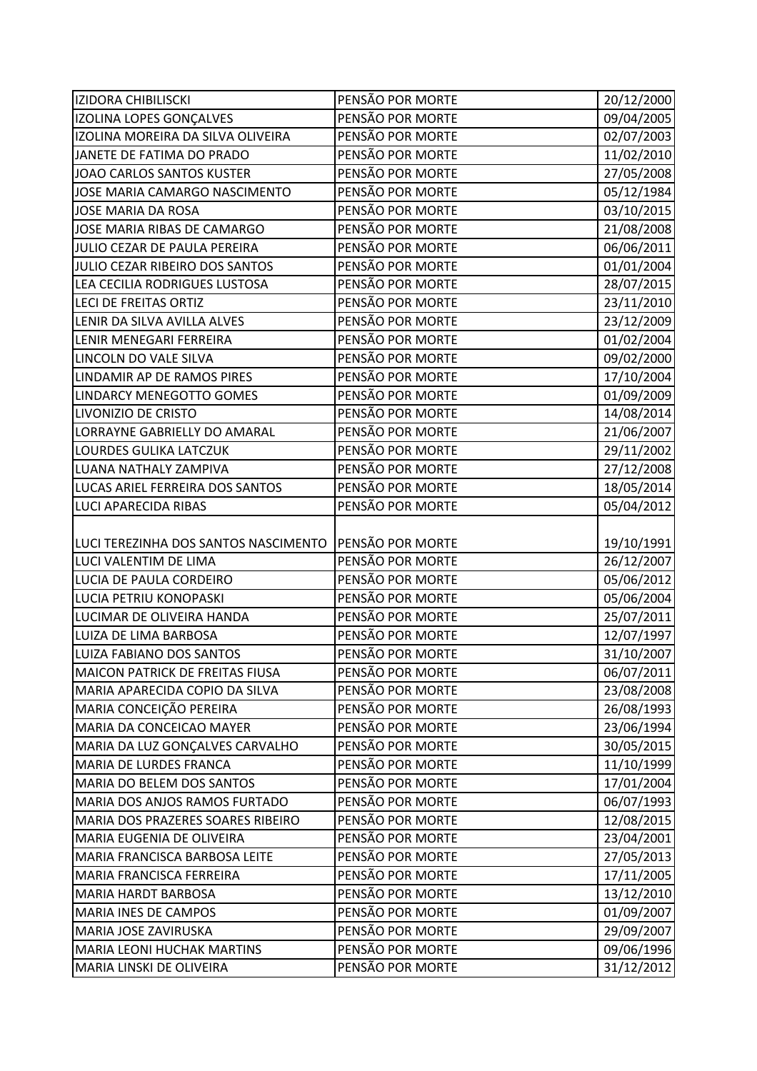| IZIDORA CHIBILISCKI | PENSÃO POR MORTE | 20/12/2000 |
|---|---|---|
| IZOLINA LOPES GONÇALVES | PENSÃO POR MORTE | 09/04/2005 |
| IZOLINA MOREIRA DA SILVA OLIVEIRA | PENSÃO POR MORTE | 02/07/2003 |
| JANETE DE FATIMA DO PRADO | PENSÃO POR MORTE | 11/02/2010 |
| JOAO CARLOS SANTOS KUSTER | PENSÃO POR MORTE | 27/05/2008 |
| JOSE MARIA CAMARGO NASCIMENTO | PENSÃO POR MORTE | 05/12/1984 |
| JOSE MARIA DA ROSA | PENSÃO POR MORTE | 03/10/2015 |
| JOSE MARIA RIBAS DE CAMARGO | PENSÃO POR MORTE | 21/08/2008 |
| JULIO CEZAR DE PAULA PEREIRA | PENSÃO POR MORTE | 06/06/2011 |
| JULIO CEZAR RIBEIRO DOS SANTOS | PENSÃO POR MORTE | 01/01/2004 |
| LEA CECILIA RODRIGUES LUSTOSA | PENSÃO POR MORTE | 28/07/2015 |
| LECI DE FREITAS ORTIZ | PENSÃO POR MORTE | 23/11/2010 |
| LENIR DA SILVA AVILLA ALVES | PENSÃO POR MORTE | 23/12/2009 |
| LENIR MENEGARI FERREIRA | PENSÃO POR MORTE | 01/02/2004 |
| LINCOLN DO VALE SILVA | PENSÃO POR MORTE | 09/02/2000 |
| LINDAMIR AP DE RAMOS PIRES | PENSÃO POR MORTE | 17/10/2004 |
| LINDARCY MENEGOTTO GOMES | PENSÃO POR MORTE | 01/09/2009 |
| LIVONIZIO DE CRISTO | PENSÃO POR MORTE | 14/08/2014 |
| LORRAYNE GABRIELLY DO AMARAL | PENSÃO POR MORTE | 21/06/2007 |
| LOURDES GULIKA LATCZUK | PENSÃO POR MORTE | 29/11/2002 |
| LUANA NATHALY ZAMPIVA | PENSÃO POR MORTE | 27/12/2008 |
| LUCAS ARIEL FERREIRA DOS SANTOS | PENSÃO POR MORTE | 18/05/2014 |
| LUCI APARECIDA RIBAS | PENSÃO POR MORTE | 05/04/2012 |
| LUCI TEREZINHA DOS SANTOS NASCIMENTO | PENSÃO POR MORTE | 19/10/1991 |
| LUCI VALENTIM DE LIMA | PENSÃO POR MORTE | 26/12/2007 |
| LUCIA DE PAULA CORDEIRO | PENSÃO POR MORTE | 05/06/2012 |
| LUCIA PETRIU KONOPASKI | PENSÃO POR MORTE | 05/06/2004 |
| LUCIMAR DE OLIVEIRA HANDA | PENSÃO POR MORTE | 25/07/2011 |
| LUIZA DE LIMA BARBOSA | PENSÃO POR MORTE | 12/07/1997 |
| LUIZA FABIANO DOS SANTOS | PENSÃO POR MORTE | 31/10/2007 |
| MAICON PATRICK DE FREITAS FIUSA | PENSÃO POR MORTE | 06/07/2011 |
| MARIA APARECIDA COPIO DA SILVA | PENSÃO POR MORTE | 23/08/2008 |
| MARIA CONCEIÇÃO PEREIRA | PENSÃO POR MORTE | 26/08/1993 |
| MARIA DA CONCEICAO MAYER | PENSÃO POR MORTE | 23/06/1994 |
| MARIA DA LUZ GONÇALVES CARVALHO | PENSÃO POR MORTE | 30/05/2015 |
| MARIA DE LURDES FRANCA | PENSÃO POR MORTE | 11/10/1999 |
| MARIA DO BELEM DOS SANTOS | PENSÃO POR MORTE | 17/01/2004 |
| MARIA DOS ANJOS RAMOS FURTADO | PENSÃO POR MORTE | 06/07/1993 |
| MARIA DOS PRAZERES SOARES RIBEIRO | PENSÃO POR MORTE | 12/08/2015 |
| MARIA EUGENIA DE OLIVEIRA | PENSÃO POR MORTE | 23/04/2001 |
| MARIA FRANCISCA BARBOSA LEITE | PENSÃO POR MORTE | 27/05/2013 |
| MARIA FRANCISCA FERREIRA | PENSÃO POR MORTE | 17/11/2005 |
| MARIA HARDT BARBOSA | PENSÃO POR MORTE | 13/12/2010 |
| MARIA INES DE CAMPOS | PENSÃO POR MORTE | 01/09/2007 |
| MARIA JOSE ZAVIRUSKA | PENSÃO POR MORTE | 29/09/2007 |
| MARIA LEONI HUCHAK MARTINS | PENSÃO POR MORTE | 09/06/1996 |
| MARIA LINSKI DE OLIVEIRA | PENSÃO POR MORTE | 31/12/2012 |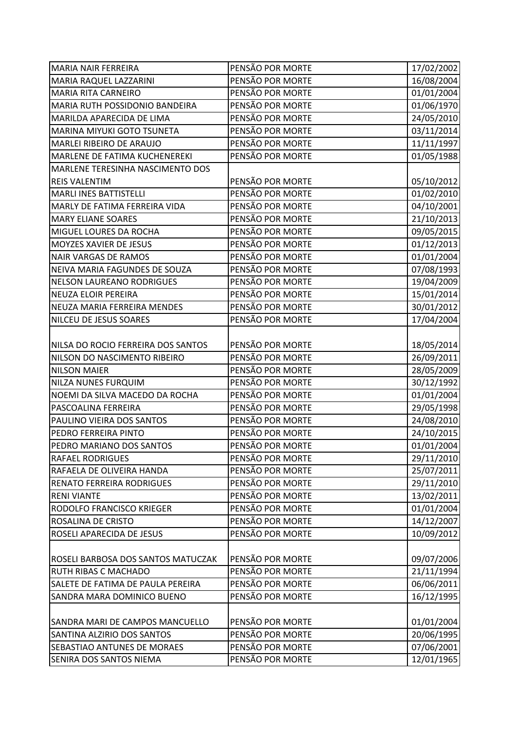| | | |
|---|---|---|
| MARIA NAIR FERREIRA | PENSÃO POR MORTE | 17/02/2002 |
| MARIA RAQUEL LAZZARINI | PENSÃO POR MORTE | 16/08/2004 |
| MARIA RITA CARNEIRO | PENSÃO POR MORTE | 01/01/2004 |
| MARIA RUTH POSSIDONIO BANDEIRA | PENSÃO POR MORTE | 01/06/1970 |
| MARILDA APARECIDA DE LIMA | PENSÃO POR MORTE | 24/05/2010 |
| MARINA MIYUKI GOTO TSUNETA | PENSÃO POR MORTE | 03/11/2014 |
| MARLEI RIBEIRO DE ARAUJO | PENSÃO POR MORTE | 11/11/1997 |
| MARLENE DE FATIMA KUCHENEREKI | PENSÃO POR MORTE | 01/05/1988 |
| MARLENE TERESINHA NASCIMENTO DOS REIS VALENTIM | PENSÃO POR MORTE | 05/10/2012 |
| MARLI INES BATTISTELLI | PENSÃO POR MORTE | 01/02/2010 |
| MARLY DE FATIMA FERREIRA VIDA | PENSÃO POR MORTE | 04/10/2001 |
| MARY ELIANE SOARES | PENSÃO POR MORTE | 21/10/2013 |
| MIGUEL LOURES DA ROCHA | PENSÃO POR MORTE | 09/05/2015 |
| MOYZES XAVIER DE JESUS | PENSÃO POR MORTE | 01/12/2013 |
| NAIR VARGAS DE RAMOS | PENSÃO POR MORTE | 01/01/2004 |
| NEIVA MARIA FAGUNDES DE SOUZA | PENSÃO POR MORTE | 07/08/1993 |
| NELSON LAUREANO RODRIGUES | PENSÃO POR MORTE | 19/04/2009 |
| NEUZA ELOIR PEREIRA | PENSÃO POR MORTE | 15/01/2014 |
| NEUZA MARIA FERREIRA MENDES | PENSÃO POR MORTE | 30/01/2012 |
| NILCEU DE JESUS SOARES | PENSÃO POR MORTE | 17/04/2004 |
| NILSA DO ROCIO FERREIRA DOS SANTOS | PENSÃO POR MORTE | 18/05/2014 |
| NILSON DO NASCIMENTO RIBEIRO | PENSÃO POR MORTE | 26/09/2011 |
| NILSON MAIER | PENSÃO POR MORTE | 28/05/2009 |
| NILZA NUNES FURQUIM | PENSÃO POR MORTE | 30/12/1992 |
| NOEMI DA SILVA MACEDO DA ROCHA | PENSÃO POR MORTE | 01/01/2004 |
| PASCOALINA FERREIRA | PENSÃO POR MORTE | 29/05/1998 |
| PAULINO VIEIRA DOS SANTOS | PENSÃO POR MORTE | 24/08/2010 |
| PEDRO FERREIRA PINTO | PENSÃO POR MORTE | 24/10/2015 |
| PEDRO MARIANO DOS SANTOS | PENSÃO POR MORTE | 01/01/2004 |
| RAFAEL RODRIGUES | PENSÃO POR MORTE | 29/11/2010 |
| RAFAELA DE OLIVEIRA HANDA | PENSÃO POR MORTE | 25/07/2011 |
| RENATO FERREIRA RODRIGUES | PENSÃO POR MORTE | 29/11/2010 |
| RENI VIANTE | PENSÃO POR MORTE | 13/02/2011 |
| RODOLFO FRANCISCO KRIEGER | PENSÃO POR MORTE | 01/01/2004 |
| ROSALINA DE CRISTO | PENSÃO POR MORTE | 14/12/2007 |
| ROSELI APARECIDA DE JESUS | PENSÃO POR MORTE | 10/09/2012 |
| ROSELI BARBOSA DOS SANTOS MATUCZAK | PENSÃO POR MORTE | 09/07/2006 |
| RUTH RIBAS C MACHADO | PENSÃO POR MORTE | 21/11/1994 |
| SALETE DE FATIMA DE PAULA PEREIRA | PENSÃO POR MORTE | 06/06/2011 |
| SANDRA MARA DOMINICO BUENO | PENSÃO POR MORTE | 16/12/1995 |
| SANDRA MARI DE CAMPOS MANCUELLO | PENSÃO POR MORTE | 01/01/2004 |
| SANTINA ALZIRIO DOS SANTOS | PENSÃO POR MORTE | 20/06/1995 |
| SEBASTIAO ANTUNES DE MORAES | PENSÃO POR MORTE | 07/06/2001 |
| SENIRA DOS SANTOS NIEMA | PENSÃO POR MORTE | 12/01/1965 |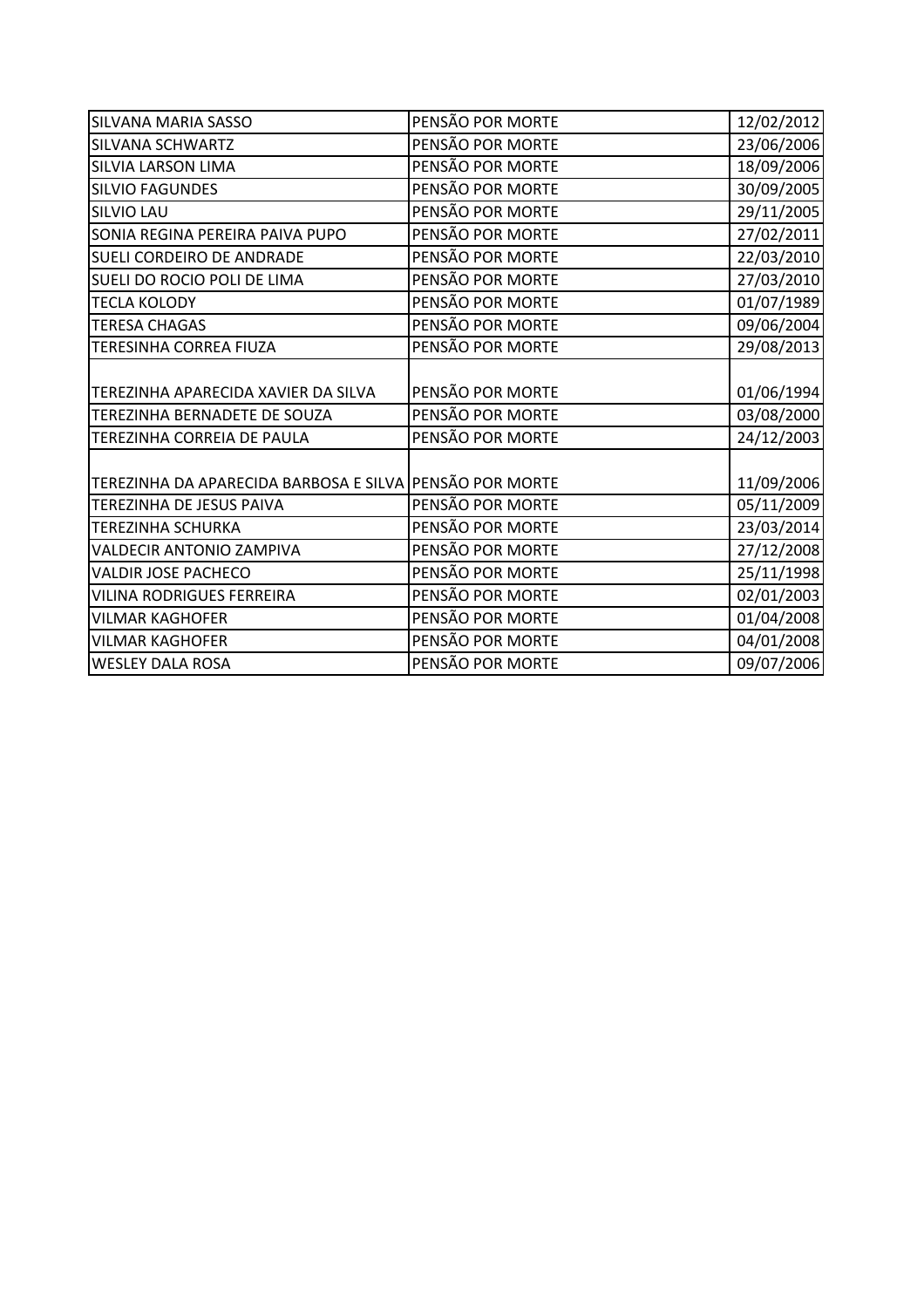| | | |
|---|---|---|
| SILVANA MARIA SASSO | PENSÃO POR MORTE | 12/02/2012 |
| SILVANA SCHWARTZ | PENSÃO POR MORTE | 23/06/2006 |
| SILVIA LARSON LIMA | PENSÃO POR MORTE | 18/09/2006 |
| SILVIO FAGUNDES | PENSÃO POR MORTE | 30/09/2005 |
| SILVIO LAU | PENSÃO POR MORTE | 29/11/2005 |
| SONIA REGINA PEREIRA PAIVA PUPO | PENSÃO POR MORTE | 27/02/2011 |
| SUELI CORDEIRO DE ANDRADE | PENSÃO POR MORTE | 22/03/2010 |
| SUELI DO ROCIO POLI DE LIMA | PENSÃO POR MORTE | 27/03/2010 |
| TECLA KOLODY | PENSÃO POR MORTE | 01/07/1989 |
| TERESA CHAGAS | PENSÃO POR MORTE | 09/06/2004 |
| TERESINHA CORREA FIUZA | PENSÃO POR MORTE | 29/08/2013 |
| TEREZINHA APARECIDA XAVIER DA SILVA | PENSÃO POR MORTE | 01/06/1994 |
| TEREZINHA BERNADETE DE SOUZA | PENSÃO POR MORTE | 03/08/2000 |
| TEREZINHA CORREIA DE PAULA | PENSÃO POR MORTE | 24/12/2003 |
| TEREZINHA DA APARECIDA BARBOSA E SILVA | PENSÃO POR MORTE | 11/09/2006 |
| TEREZINHA DE JESUS PAIVA | PENSÃO POR MORTE | 05/11/2009 |
| TEREZINHA SCHURKA | PENSÃO POR MORTE | 23/03/2014 |
| VALDECIR ANTONIO ZAMPIVA | PENSÃO POR MORTE | 27/12/2008 |
| VALDIR JOSE PACHECO | PENSÃO POR MORTE | 25/11/1998 |
| VILINA RODRIGUES FERREIRA | PENSÃO POR MORTE | 02/01/2003 |
| VILMAR KAGHOFER | PENSÃO POR MORTE | 01/04/2008 |
| VILMAR KAGHOFER | PENSÃO POR MORTE | 04/01/2008 |
| WESLEY DALA ROSA | PENSÃO POR MORTE | 09/07/2006 |